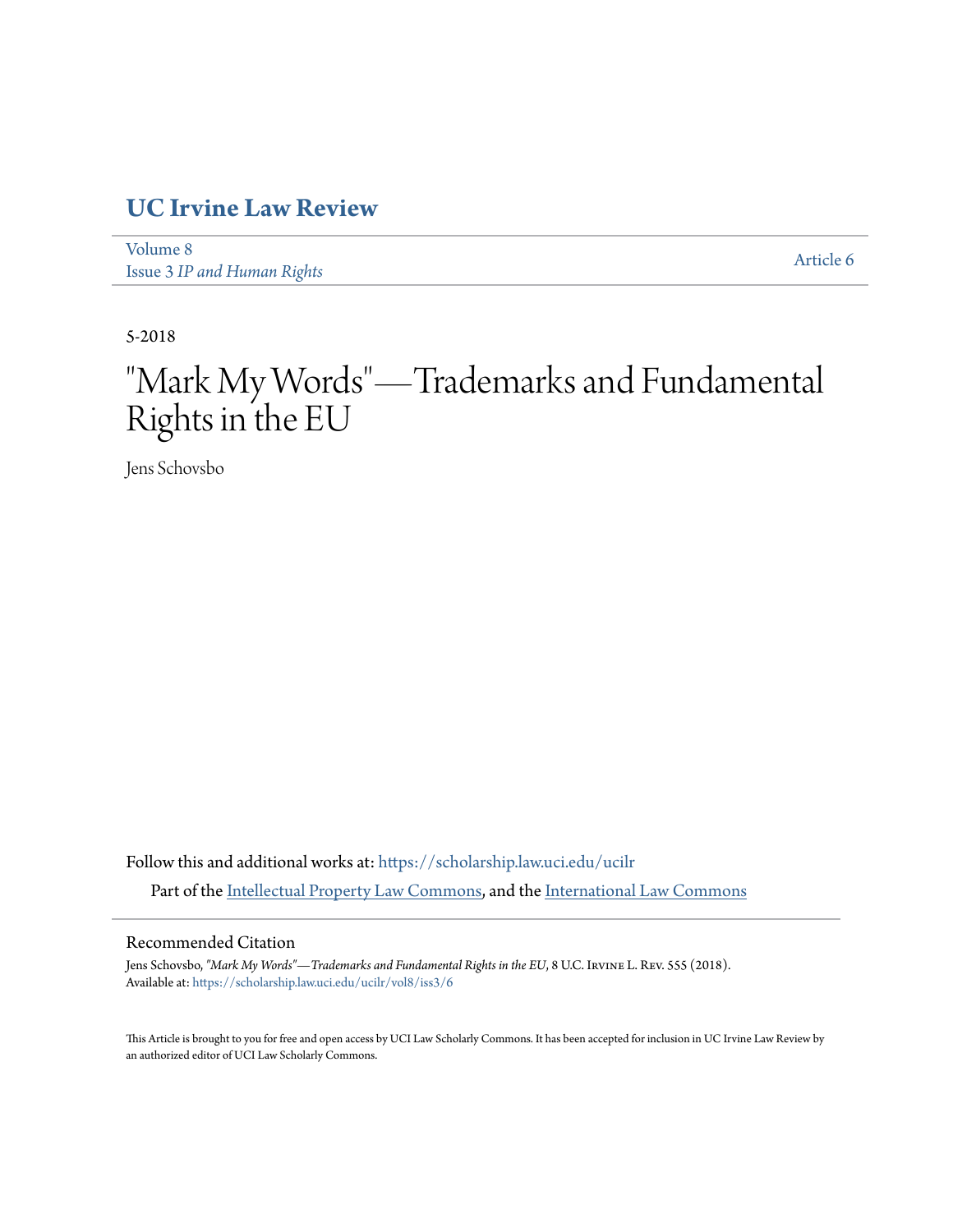# UC Irvine Law Review

Volume 8
Issue 3 *IP and Human Rights*

Article 6

5-2018

# "Mark My Words"—Trademarks and Fundamental Rights in the EU

Jens Schovsbo

Follow this and additional works at: https://scholarship.law.uci.edu/ucilr

Part of the Intellectual Property Law Commons, and the International Law Commons

## Recommended Citation

Jens Schovsbo, *"Mark My Words"—Trademarks and Fundamental Rights in the EU,* 8 U.C. Irvine L. Rev. 555 (2018).
Available at: https://scholarship.law.uci.edu/ucilr/vol8/iss3/6

This Article is brought to you for free and open access by UCI Law Scholarly Commons. It has been accepted for inclusion in UC Irvine Law Review by an authorized editor of UCI Law Scholarly Commons.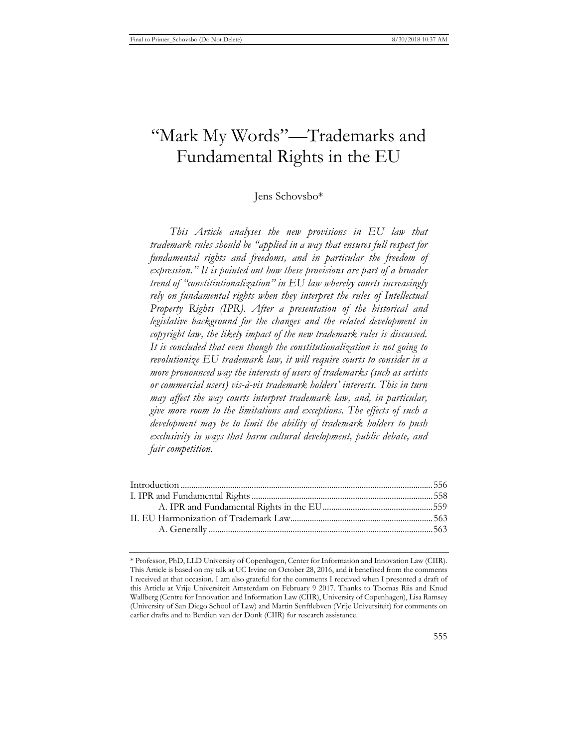# "Mark My Words"—Trademarks and Fundamental Rights in the EU

Jens Schovsbo*

*This Article analyses the new provisions in EU law that trademark rules should be "applied in a way that ensures full respect for fundamental rights and freedoms, and in particular the freedom of expression." It is pointed out how these provisions are part of a broader trend of "constitutionalization" in EU law whereby courts increasingly rely on fundamental rights when they interpret the rules of Intellectual Property Rights (IPR). After a presentation of the historical and legislative background for the changes and the related development in copyright law, the likely impact of the new trademark rules is discussed. It is concluded that even though the constitutionalization is not going to revolutionize EU trademark law, it will require courts to consider in a more pronounced way the interests of users of trademarks (such as artists or commercial users) vis-à-vis trademark holders' interests. This in turn may affect the way courts interpret trademark law, and, in particular, give more room to the limitations and exceptions. The effects of such a development may be to limit the ability of trademark holders to push exclusivity in ways that harm cultural development, public debate, and fair competition.*

| | |
|---|---|
| Introduction | 556 |
| I. IPR and Fundamental Rights | 558 |
| A. IPR and Fundamental Rights in the EU | 559 |
| II. EU Harmonization of Trademark Law | 563 |
| A. Generally | 563 |

\* Professor, PhD, LLD University of Copenhagen, Center for Information and Innovation Law (CIIR). This Article is based on my talk at UC Irvine on October 28, 2016, and it benefited from the comments I received at that occasion. I am also grateful for the comments I received when I presented a draft of this Article at Vrije Universiteit Amsterdam on February 9 2017. Thanks to Thomas Riis and Knud Wallberg (Centre for Innovation and Information Law (CIIR), University of Copenhagen), Lisa Ramsey (University of San Diego School of Law) and Martin Senftlebven (Vrije Universiteit) for comments on earlier drafts and to Berdien van der Donk (CIIR) for research assistance.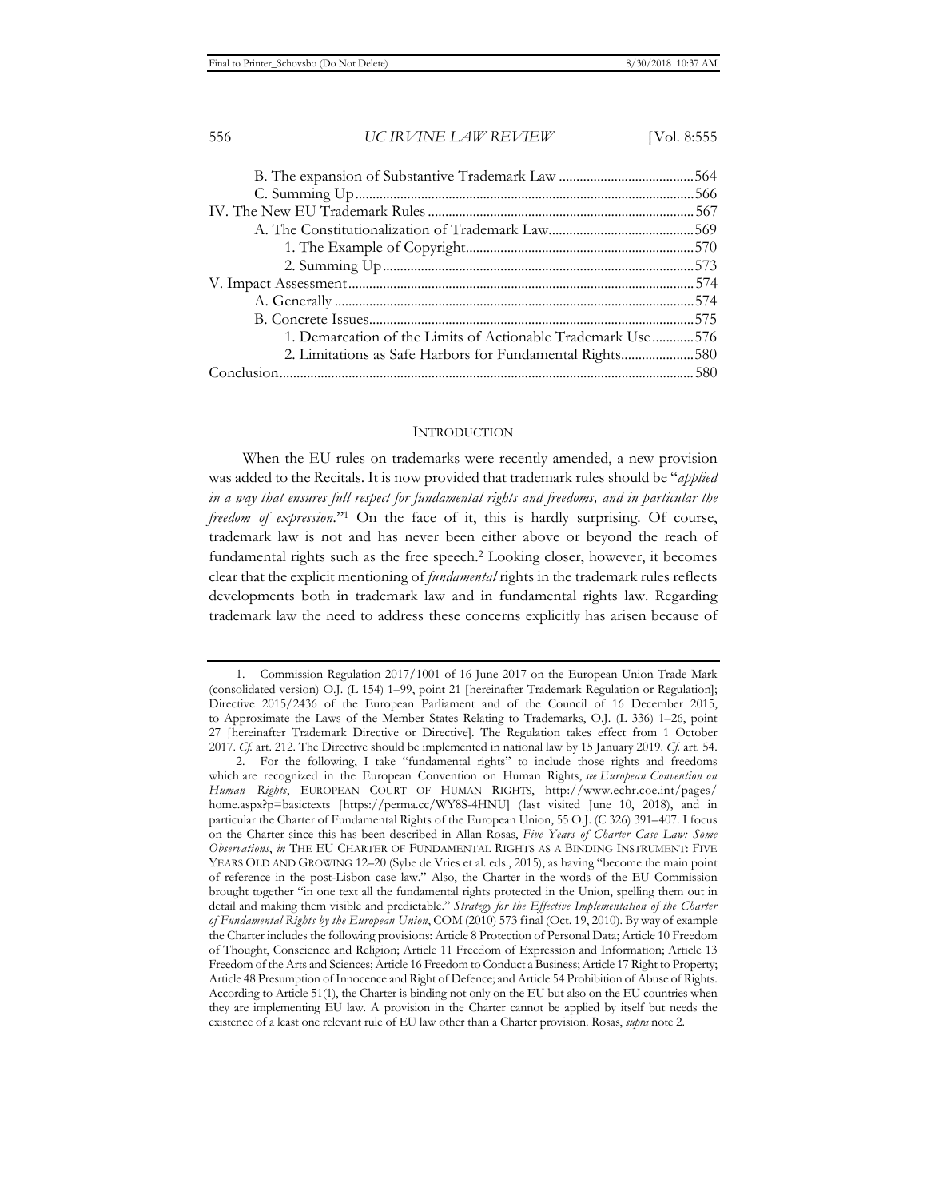| | |
|---|---|
| B. The expansion of Substantive Trademark Law | 564 |
| C. Summing Up | 566 |
| IV. The New EU Trademark Rules | 567 |
| A. The Constitutionalization of Trademark Law | 569 |
| 1. The Example of Copyright | 570 |
| 2. Summing Up | 573 |
| V. Impact Assessment | 574 |
| A. Generally | 574 |
| B. Concrete Issues | 575 |
| 1. Demarcation of the Limits of Actionable Trademark Use | 576 |
| 2. Limitations as Safe Harbors for Fundamental Rights | 580 |
| Conclusion | 580 |

## INTRODUCTION

When the EU rules on trademarks were recently amended, a new provision was added to the Recitals. It is now provided that trademark rules should be "*applied in a way that ensures full respect for fundamental rights and freedoms, and in particular the freedom of expression.*"[1] On the face of it, this is hardly surprising. Of course, trademark law is not and has never been either above or beyond the reach of fundamental rights such as the free speech.[2] Looking closer, however, it becomes clear that the explicit mentioning of *fundamental* rights in the trademark rules reflects developments both in trademark law and in fundamental rights law. Regarding trademark law the need to address these concerns explicitly has arisen because of

---

1. Commission Regulation 2017/1001 of 16 June 2017 on the European Union Trade Mark (consolidated version) O.J. (L 154) 1–99, point 21 [hereinafter Trademark Regulation or Regulation]; Directive 2015/2436 of the European Parliament and of the Council of 16 December 2015, to Approximate the Laws of the Member States Relating to Trademarks, O.J. (L 336) 1–26, point 27 [hereinafter Trademark Directive or Directive]. The Regulation takes effect from 1 October 2017. *Cf.* art. 212. The Directive should be implemented in national law by 15 January 2019. *Cf.* art. 54.

2. For the following, I take "fundamental rights" to include those rights and freedoms which are recognized in the European Convention on Human Rights, *see European Convention on Human Rights*, EUROPEAN COURT OF HUMAN RIGHTS, http://www.echr.coe.int/pages/home.aspx?p=basictexts [https://perma.cc/WY8S-4HNU] (last visited June 10, 2018), and in particular the Charter of Fundamental Rights of the European Union, 55 O.J. (C 326) 391–407. I focus on the Charter since this has been described in Allan Rosas, *Five Years of Charter Case Law: Some Observations*, *in* THE EU CHARTER OF FUNDAMENTAL RIGHTS AS A BINDING INSTRUMENT: FIVE YEARS OLD AND GROWING 12–20 (Sybe de Vries et al. eds., 2015), as having "become the main point of reference in the post-Lisbon case law." Also, the Charter in the words of the EU Commission brought together "in one text all the fundamental rights protected in the Union, spelling them out in detail and making them visible and predictable." *Strategy for the Effective Implementation of the Charter of Fundamental Rights by the European Union*, COM (2010) 573 final (Oct. 19, 2010). By way of example the Charter includes the following provisions: Article 8 Protection of Personal Data; Article 10 Freedom of Thought, Conscience and Religion; Article 11 Freedom of Expression and Information; Article 13 Freedom of the Arts and Sciences; Article 16 Freedom to Conduct a Business; Article 17 Right to Property; Article 48 Presumption of Innocence and Right of Defence; and Article 54 Prohibition of Abuse of Rights. According to Article 51(1), the Charter is binding not only on the EU but also on the EU countries when they are implementing EU law. A provision in the Charter cannot be applied by itself but needs the existence of a least one relevant rule of EU law other than a Charter provision. Rosas, *supra* note 2.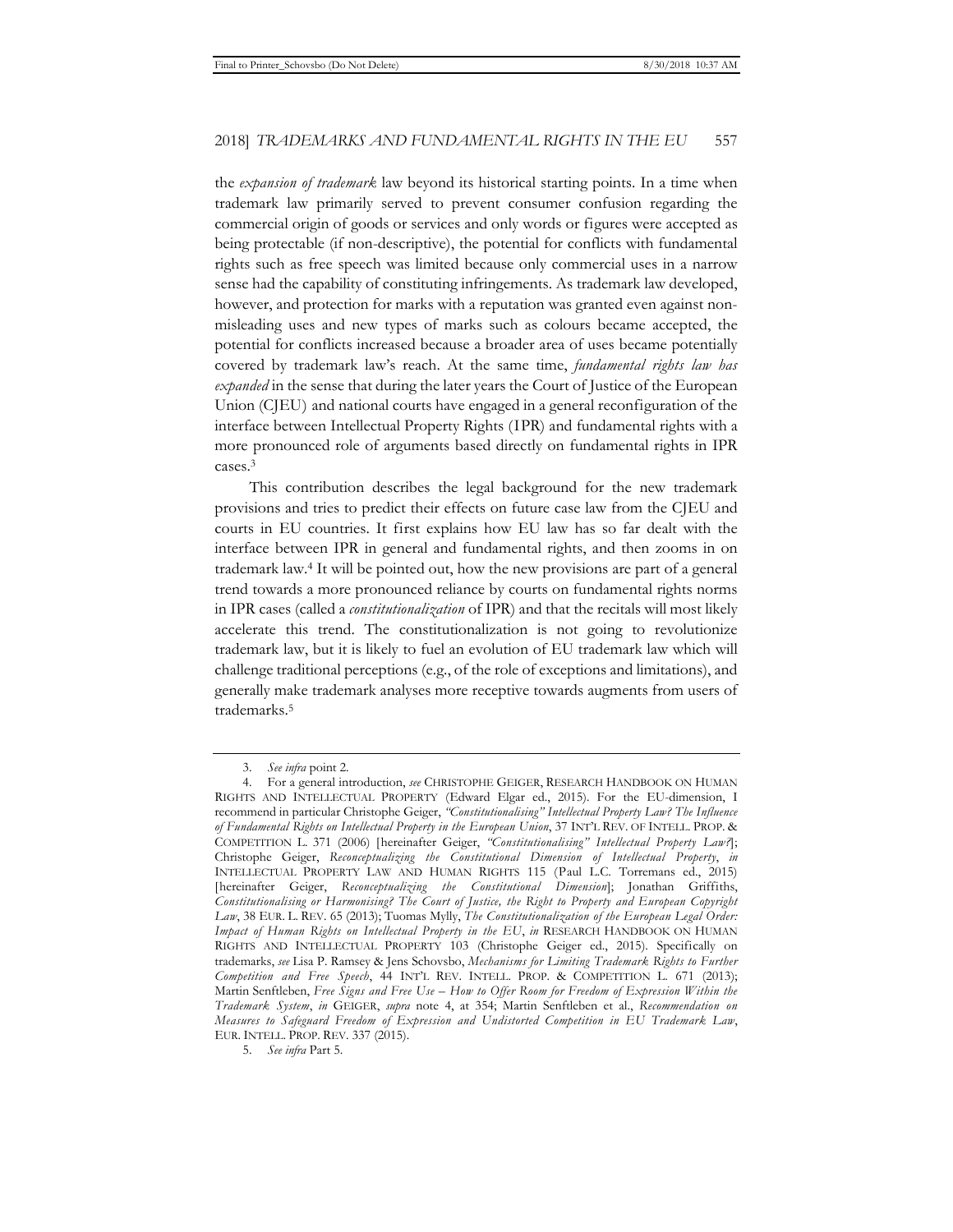the *expansion of trademark* law beyond its historical starting points. In a time when trademark law primarily served to prevent consumer confusion regarding the commercial origin of goods or services and only words or figures were accepted as being protectable (if non-descriptive), the potential for conflicts with fundamental rights such as free speech was limited because only commercial uses in a narrow sense had the capability of constituting infringements. As trademark law developed, however, and protection for marks with a reputation was granted even against non-misleading uses and new types of marks such as colours became accepted, the potential for conflicts increased because a broader area of uses became potentially covered by trademark law's reach. At the same time, *fundamental rights law has expanded* in the sense that during the later years the Court of Justice of the European Union (CJEU) and national courts have engaged in a general reconfiguration of the interface between Intellectual Property Rights (IPR) and fundamental rights with a more pronounced role of arguments based directly on fundamental rights in IPR cases.[3]

This contribution describes the legal background for the new trademark provisions and tries to predict their effects on future case law from the CJEU and courts in EU countries. It first explains how EU law has so far dealt with the interface between IPR in general and fundamental rights, and then zooms in on trademark law.[4] It will be pointed out, how the new provisions are part of a general trend towards a more pronounced reliance by courts on fundamental rights norms in IPR cases (called a *constitutionalization* of IPR) and that the recitals will most likely accelerate this trend. The constitutionalization is not going to revolutionize trademark law, but it is likely to fuel an evolution of EU trademark law which will challenge traditional perceptions (e.g., of the role of exceptions and limitations), and generally make trademark analyses more receptive towards augments from users of trademarks.[5]

---

3. *See infra* point 2.

4. For a general introduction, *see* CHRISTOPHE GEIGER, RESEARCH HANDBOOK ON HUMAN RIGHTS AND INTELLECTUAL PROPERTY (Edward Elgar ed., 2015). For the EU-dimension, I recommend in particular Christophe Geiger, *"Constitutionalising" Intellectual Property Law? The Influence of Fundamental Rights on Intellectual Property in the European Union*, 37 INT'L REV. OF INTELL. PROP. & COMPETITION L. 371 (2006) [hereinafter Geiger, *"Constitutionalising" Intellectual Property Law?*]; Christophe Geiger, *Reconceptualizing the Constitutional Dimension of Intellectual Property*, *in* INTELLECTUAL PROPERTY LAW AND HUMAN RIGHTS 115 (Paul L.C. Torremans ed., 2015) [hereinafter Geiger, *Reconceptualizing the Constitutional Dimension*]; Jonathan Griffiths, *Constitutionalising or Harmonising? The Court of Justice, the Right to Property and European Copyright Law*, 38 EUR. L. REV. 65 (2013); Tuomas Mylly, *The Constitutionalization of the European Legal Order: Impact of Human Rights on Intellectual Property in the EU*, *in* RESEARCH HANDBOOK ON HUMAN RIGHTS AND INTELLECTUAL PROPERTY 103 (Christophe Geiger ed., 2015). Specifically on trademarks, *see* Lisa P. Ramsey & Jens Schovsbo, *Mechanisms for Limiting Trademark Rights to Further Competition and Free Speech*, 44 INT'L REV. INTELL. PROP. & COMPETITION L. 671 (2013); Martin Senftleben, *Free Signs and Free Use – How to Offer Room for Freedom of Expression Within the Trademark System*, *in* GEIGER, *supra* note 4, at 354; Martin Senftleben et al., *Recommendation on Measures to Safeguard Freedom of Expression and Undistorted Competition in EU Trademark Law*, EUR. INTELL. PROP. REV. 337 (2015).

5. *See infra* Part 5.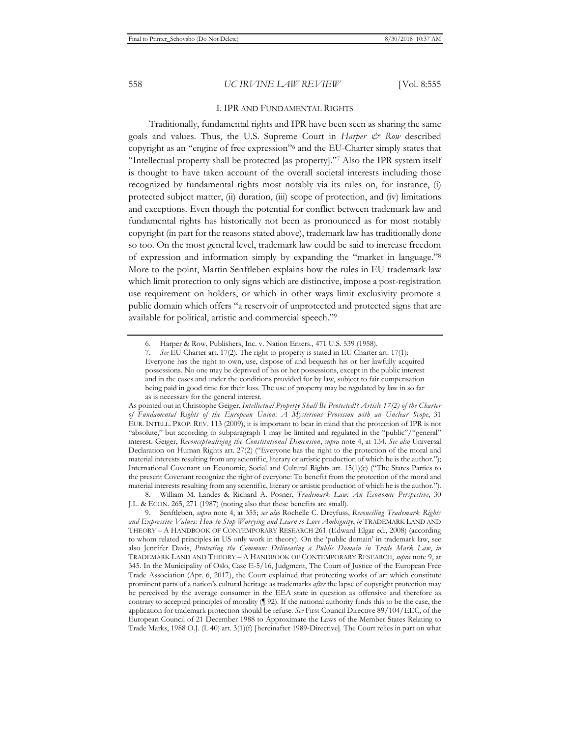## I. IPR AND FUNDAMENTAL RIGHTS

Traditionally, fundamental rights and IPR have been seen as sharing the same goals and values. Thus, the U.S. Supreme Court in *Harper & Row* described copyright as an "engine of free expression"[6] and the EU-Charter simply states that "Intellectual property shall be protected [as property]."[7] Also the IPR system itself is thought to have taken account of the overall societal interests including those recognized by fundamental rights most notably via its rules on, for instance, (i) protected subject matter, (ii) duration, (iii) scope of protection, and (iv) limitations and exceptions. Even though the potential for conflict between trademark law and fundamental rights has historically not been as pronounced as for most notably copyright (in part for the reasons stated above), trademark law has traditionally done so too. On the most general level, trademark law could be said to increase freedom of expression and information simply by expanding the "market in language."[8] More to the point, Martin Senftleben explains how the rules in EU trademark law which limit protection to only signs which are distinctive, impose a post-registration use requirement on holders, or which in other ways limit exclusivity promote a public domain which offers "a reservoir of unprotected and protected signs that are available for political, artistic and commercial speech."[9]

---

6. Harper & Row, Publishers, Inc. v. Nation Enters., 471 U.S. 539 (1958).

7. *See* EU Charter art. 17(2). The right to property is stated in EU Charter art. 17(1):

> Everyone has the right to own, use, dispose of and bequeath his or her lawfully acquired possessions. No one may be deprived of his or her possessions, except in the public interest and in the cases and under the conditions provided for by law, subject to fair compensation being paid in good time for their loss. The use of property may be regulated by law in so far as is necessary for the general interest.

As pointed out in Christophe Geiger, *Intellectual Property Shall Be Protected!? Article 17(2) of the Charter of Fundamental Rights of the European Union: A Mysterious Provision with an Unclear Scope*, 31 EUR. INTELL. PROP. REV. 113 (2009), it is important to bear in mind that the protection of IPR is not "absolute," but according to subparagraph 1 may be limited and regulated in the "public"/"general" interest. Geiger, *Reconceptualizing the Constitutional Dimension*, *supra* note 4, at 134. *See also* Universal Declaration on Human Rights art. 27(2) ("Everyone has the right to the protection of the moral and material interests resulting from any scientific, literary or artistic production of which he is the author."); International Covenant on Economic, Social and Cultural Rights art. 15(1)(c) ("The States Parties to the present Covenant recognize the right of everyone: To benefit from the protection of the moral and material interests resulting from any scientific, literary or artistic production of which he is the author.").

8. William M. Landes & Richard A. Posner, *Trademark Law: An Economic Perspective*, 30 J.L. & ECON. 265, 271 (1987) (noting also that these benefits are small).

9. Senftleben, *supra* note 4, at 355; *see also* Rochelle C. Dreyfuss, *Reconciling Trademark Rights and Expressive Values: How to Stop Worrying and Learn to Love Ambiguity*, *in* TRADEMARK LAND AND THEORY – A HANDBOOK OF CONTEMPORARY RESEARCH 261 (Edward Elgar ed., 2008) (according to whom related principles in US only work in theory). On the 'public domain' in trademark law, see also Jennifer Davis, *Protecting the Common: Delineating a Public Domain in Trade Mark Law*, *in* TRADEMARK LAND AND THEORY – A HANDBOOK OF CONTEMPORARY RESEARCH, *supra* note 9, at 345. In the Municipality of Oslo, Case E-5/16, Judgment, The Court of Justice of the European Free Trade Association (Apr. 6, 2017), the Court explained that protecting works of art which constitute prominent parts of a nation's cultural heritage as trademarks *after* the lapse of copyright protection may be perceived by the average consumer in the EEA state in question as offensive and therefore as contrary to accepted principles of morality (¶ 92). If the national authority finds this to be the case, the application for trademark protection should be refuse. *See* First Council Directive 89/104/EEC, of the European Council of 21 December 1988 to Approximate the Laws of the Member States Relating to Trade Marks, 1988 O.J. (L 40) art. 3(1)(f) [hereinafter 1989-Directive]. The Court relies in part on what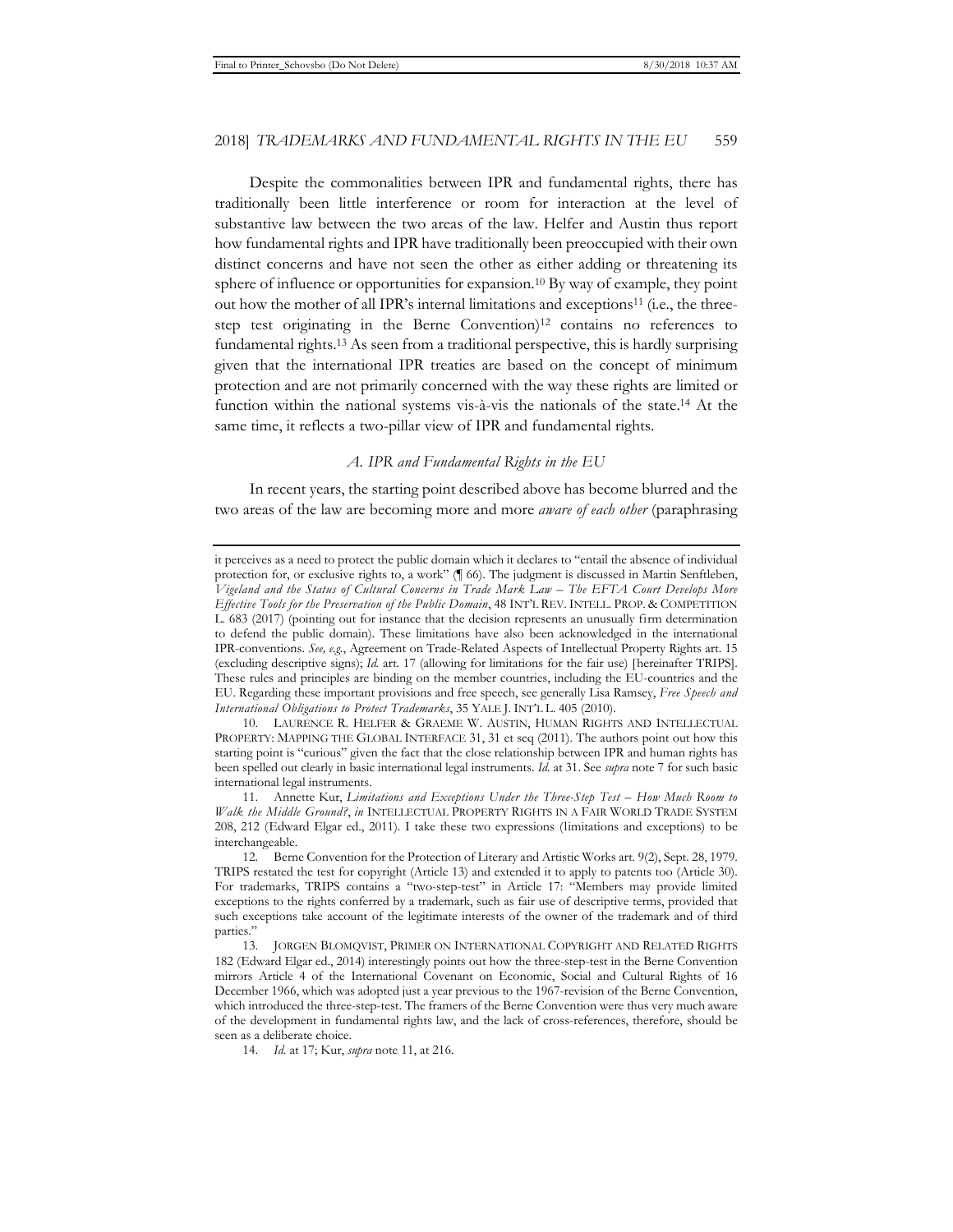Despite the commonalities between IPR and fundamental rights, there has traditionally been little interference or room for interaction at the level of substantive law between the two areas of the law. Helfer and Austin thus report how fundamental rights and IPR have traditionally been preoccupied with their own distinct concerns and have not seen the other as either adding or threatening its sphere of influence or opportunities for expansion.[10] By way of example, they point out how the mother of all IPR's internal limitations and exceptions[11] (i.e., the three-step test originating in the Berne Convention)[12] contains no references to fundamental rights.[13] As seen from a traditional perspective, this is hardly surprising given that the international IPR treaties are based on the concept of minimum protection and are not primarily concerned with the way these rights are limited or function within the national systems vis-à-vis the nationals of the state.[14] At the same time, it reflects a two-pillar view of IPR and fundamental rights.

### *A. IPR and Fundamental Rights in the EU*

In recent years, the starting point described above has become blurred and the two areas of the law are becoming more and more *aware of each other* (paraphrasing

---

it perceives as a need to protect the public domain which it declares to "entail the absence of individual protection for, or exclusive rights to, a work" (¶ 66). The judgment is discussed in Martin Senftleben, *Vigeland and the Status of Cultural Concerns in Trade Mark Law – The EFTA Court Develops More Effective Tools for the Preservation of the Public Domain*, 48 INT'L REV. INTELL. PROP. & COMPETITION L. 683 (2017) (pointing out for instance that the decision represents an unusually firm determination to defend the public domain). These limitations have also been acknowledged in the international IPR-conventions. *See, e.g.*, Agreement on Trade-Related Aspects of Intellectual Property Rights art. 15 (excluding descriptive signs); *Id.* art. 17 (allowing for limitations for the fair use) [hereinafter TRIPS]. These rules and principles are binding on the member countries, including the EU-countries and the EU. Regarding these important provisions and free speech, see generally Lisa Ramsey, *Free Speech and International Obligations to Protect Trademarks*, 35 YALE J. INT'L L. 405 (2010).

10. LAURENCE R. HELFER & GRAEME W. AUSTIN, HUMAN RIGHTS AND INTELLECTUAL PROPERTY: MAPPING THE GLOBAL INTERFACE 31, 31 et seq (2011). The authors point out how this starting point is "curious" given the fact that the close relationship between IPR and human rights has been spelled out clearly in basic international legal instruments. *Id.* at 31. See *supra* note 7 for such basic international legal instruments.

11. Annette Kur, *Limitations and Exceptions Under the Three-Step Test – How Much Room to Walk the Middle Ground?*, *in* INTELLECTUAL PROPERTY RIGHTS IN A FAIR WORLD TRADE SYSTEM 208, 212 (Edward Elgar ed., 2011). I take these two expressions (limitations and exceptions) to be interchangeable.

12. Berne Convention for the Protection of Literary and Artistic Works art. 9(2), Sept. 28, 1979. TRIPS restated the test for copyright (Article 13) and extended it to apply to patents too (Article 30). For trademarks, TRIPS contains a "two-step-test" in Article 17: "Members may provide limited exceptions to the rights conferred by a trademark, such as fair use of descriptive terms, provided that such exceptions take account of the legitimate interests of the owner of the trademark and of third parties."

13. JORGEN BLOMQVIST, PRIMER ON INTERNATIONAL COPYRIGHT AND RELATED RIGHTS 182 (Edward Elgar ed., 2014) interestingly points out how the three-step-test in the Berne Convention mirrors Article 4 of the International Covenant on Economic, Social and Cultural Rights of 16 December 1966, which was adopted just a year previous to the 1967-revision of the Berne Convention, which introduced the three-step-test. The framers of the Berne Convention were thus very much aware of the development in fundamental rights law, and the lack of cross-references, therefore, should be seen as a deliberate choice.

14. *Id.* at 17; Kur, *supra* note 11, at 216.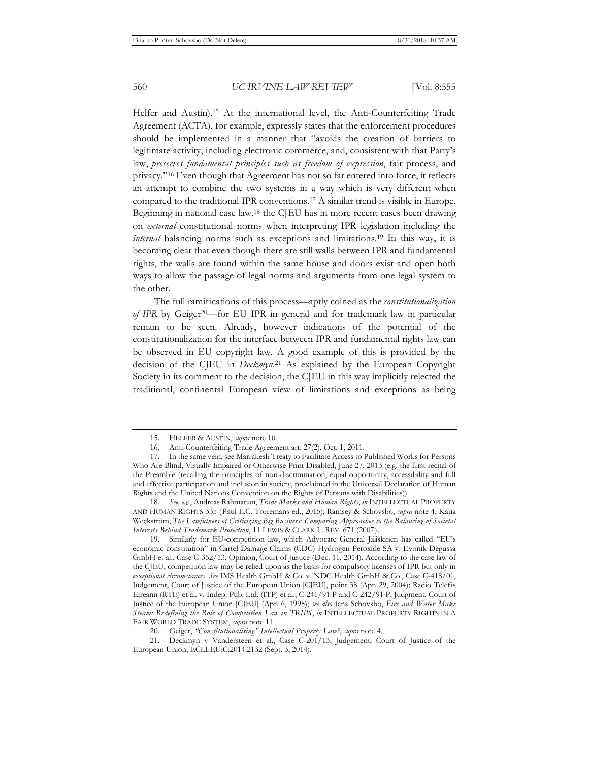Helfer and Austin).[15] At the international level, the Anti-Counterfeiting Trade Agreement (ACTA), for example, expressly states that the enforcement procedures should be implemented in a manner that "avoids the creation of barriers to legitimate activity, including electronic commerce, and, consistent with that Party's law, *preserves fundamental principles such as freedom of expression*, fair process, and privacy."[16] Even though that Agreement has not so far entered into force, it reflects an attempt to combine the two systems in a way which is very different when compared to the traditional IPR conventions.[17] A similar trend is visible in Europe. Beginning in national case law,[18] the CJEU has in more recent cases been drawing on *external* constitutional norms when interpreting IPR legislation including the *internal* balancing norms such as exceptions and limitations.[19] In this way, it is becoming clear that even though there are still walls between IPR and fundamental rights, the walls are found within the same house and doors exist and open both ways to allow the passage of legal norms and arguments from one legal system to the other.

The full ramifications of this process—aptly coined as the *constitutionalization of IPR* by Geiger[20]—for EU IPR in general and for trademark law in particular remain to be seen. Already, however indications of the potential of the constitutionalization for the interface between IPR and fundamental rights law can be observed in EU copyright law. A good example of this is provided by the decision of the CJEU in *Deckmyn*.[21] As explained by the European Copyright Society in its comment to the decision, the CJEU in this way implicitly rejected the traditional, continental European view of limitations and exceptions as being

---

15. HELFER & AUSTIN, *supra* note 10.

16. Anti-Counterfeiting Trade Agreement art. 27(2), Oct. 1, 2011.

17. In the same vein, see Marrakesh Treaty to Facilitate Access to Published Works for Persons Who Are Blind, Visually Impaired or Otherwise Print Disabled, June 27, 2013 (e.g. the first recital of the Preamble (recalling the principles of non-discrimination, equal opportunity, accessibility and full and effective participation and inclusion in society, proclaimed in the Universal Declaration of Human Rights and the United Nations Convention on the Rights of Persons with Disabilities)).

18. *See, e.g.*, Andreas Rahmatian, *Trade Marks and Human Rights*, *in* INTELLECTUAL PROPERTY AND HUMAN RIGHTS 335 (Paul L.C. Torremans ed., 2015); Ramsey & Schovsbo, *supra* note 4; Katia Weckström, *The Lawfulness of Criticizing Big Business: Comparing Approaches to the Balancing of Societal Interests Behind Trademark Protection*, 11 LEWIS & CLARK L. REV. 671 (2007).

19. Similarly for EU-competition law, which Advocate General Jääskinen has called "EU's economic constitution" in Cartel Damage Claims (CDC) Hydrogen Peroxide SA v. Evonik Degussa GmbH et al., Case C-352/13, Opinion, Court of Justice (Dec. 11, 2014). According to the case law of the CJEU, competition law may be relied upon as the basis for compulsory licenses of IPR but only in *exceptional circumstances*. *See* IMS Health GmbH & Co. v. NDC Health GmbH & Co., Case C-418/01, Judgement, Court of Justice of the European Union [CJEU], point 38 (Apr. 29, 2004); Radio Telefis Eireann (RTE) et al. v. Indep. Pub. Ltd. (ITP) et al., C-241/91 P and C-242/91 P, Judgment, Court of Justice of the European Union [CJEU] (Apr. 6, 1995); *see also* Jens Schovsbo, *Fire and Water Make Steam: Redefining the Role of Competition Law in TRIPS*, *in* INTELLECTUAL PROPERTY RIGHTS IN A FAIR WORLD TRADE SYSTEM, *supra* note 11.

20. Geiger, *"Constitutionalising" Intellectual Property Law?*, *supra* note 4.

21. Deckmyn v Vandersteen et al., Case C-201/13, Judgement, Court of Justice of the European Union, ECLI:EU:C:2014:2132 (Sept. 3, 2014).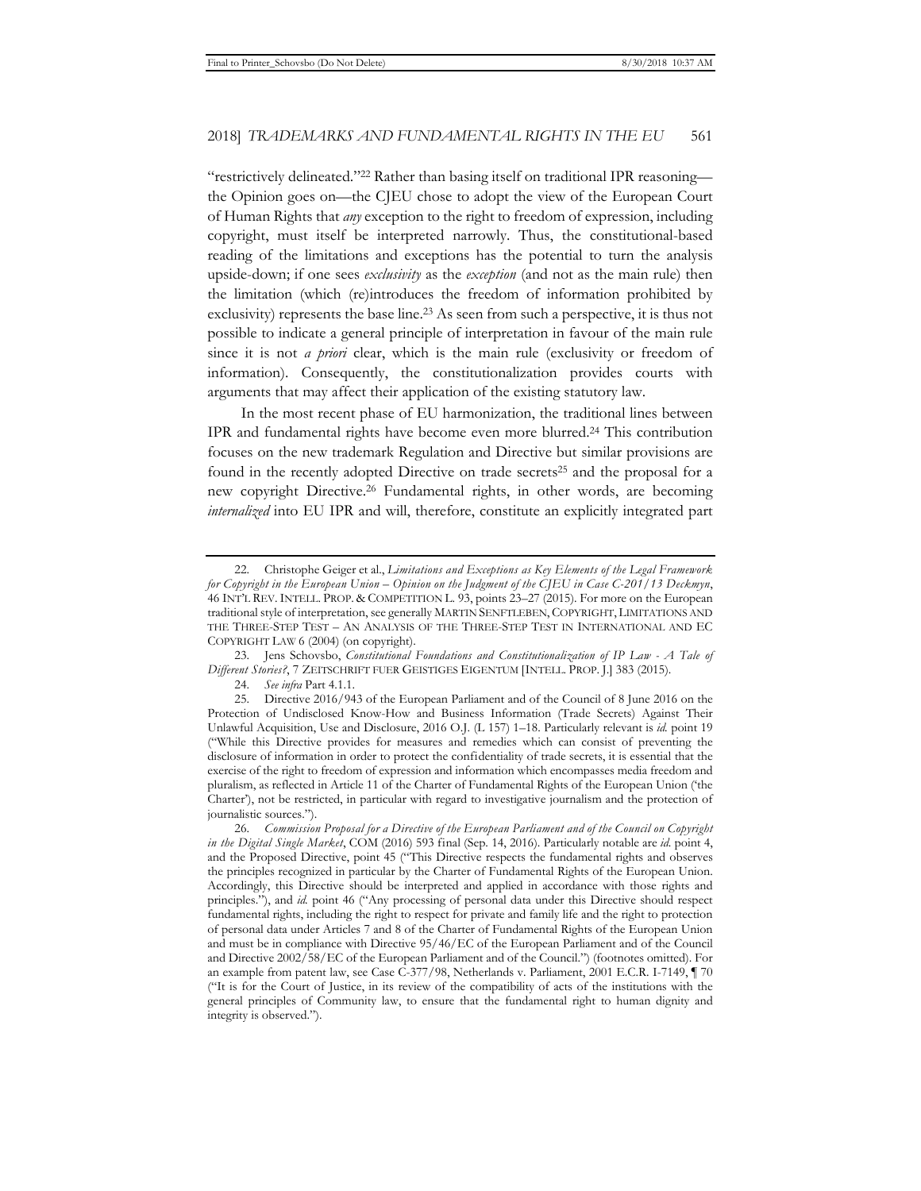"restrictively delineated."[22] Rather than basing itself on traditional IPR reasoning—the Opinion goes on—the CJEU chose to adopt the view of the European Court of Human Rights that *any* exception to the right to freedom of expression, including copyright, must itself be interpreted narrowly. Thus, the constitutional-based reading of the limitations and exceptions has the potential to turn the analysis upside-down; if one sees *exclusivity* as the *exception* (and not as the main rule) then the limitation (which (re)introduces the freedom of information prohibited by exclusivity) represents the base line.[23] As seen from such a perspective, it is thus not possible to indicate a general principle of interpretation in favour of the main rule since it is not *a priori* clear, which is the main rule (exclusivity or freedom of information). Consequently, the constitutionalization provides courts with arguments that may affect their application of the existing statutory law.

In the most recent phase of EU harmonization, the traditional lines between IPR and fundamental rights have become even more blurred.[24] This contribution focuses on the new trademark Regulation and Directive but similar provisions are found in the recently adopted Directive on trade secrets[25] and the proposal for a new copyright Directive.[26] Fundamental rights, in other words, are becoming *internalized* into EU IPR and will, therefore, constitute an explicitly integrated part

---

22. Christophe Geiger et al., *Limitations and Exceptions as Key Elements of the Legal Framework for Copyright in the European Union – Opinion on the Judgment of the CJEU in Case C-201/13 Deckmyn*, 46 INT'L REV. INTELL. PROP. & COMPETITION L. 93, points 23–27 (2015). For more on the European traditional style of interpretation, see generally MARTIN SENFTLEBEN, COPYRIGHT, LIMITATIONS AND THE THREE-STEP TEST – AN ANALYSIS OF THE THREE-STEP TEST IN INTERNATIONAL AND EC COPYRIGHT LAW 6 (2004) (on copyright).

23. Jens Schovsbo, *Constitutional Foundations and Constitutionalization of IP Law - A Tale of Different Stories?*, 7 ZEITSCHRIFT FUER GEISTIGES EIGENTUM [INTELL. PROP. J.] 383 (2015).

24. *See infra* Part 4.1.1.

25. Directive 2016/943 of the European Parliament and of the Council of 8 June 2016 on the Protection of Undisclosed Know-How and Business Information (Trade Secrets) Against Their Unlawful Acquisition, Use and Disclosure, 2016 O.J. (L 157) 1–18. Particularly relevant is *id.* point 19 ("While this Directive provides for measures and remedies which can consist of preventing the disclosure of information in order to protect the confidentiality of trade secrets, it is essential that the exercise of the right to freedom of expression and information which encompasses media freedom and pluralism, as reflected in Article 11 of the Charter of Fundamental Rights of the European Union ('the Charter'), not be restricted, in particular with regard to investigative journalism and the protection of journalistic sources.").

26. *Commission Proposal for a Directive of the European Parliament and of the Council on Copyright in the Digital Single Market*, COM (2016) 593 final (Sep. 14, 2016). Particularly notable are *id.* point 4, and the Proposed Directive, point 45 ("This Directive respects the fundamental rights and observes the principles recognized in particular by the Charter of Fundamental Rights of the European Union. Accordingly, this Directive should be interpreted and applied in accordance with those rights and principles."), and *id.* point 46 ("Any processing of personal data under this Directive should respect fundamental rights, including the right to respect for private and family life and the right to protection of personal data under Articles 7 and 8 of the Charter of Fundamental Rights of the European Union and must be in compliance with Directive 95/46/EC of the European Parliament and of the Council and Directive 2002/58/EC of the European Parliament and of the Council.") (footnotes omitted). For an example from patent law, see Case C-377/98, Netherlands v. Parliament, 2001 E.C.R. I-7149, ¶ 70 ("It is for the Court of Justice, in its review of the compatibility of acts of the institutions with the general principles of Community law, to ensure that the fundamental right to human dignity and integrity is observed.").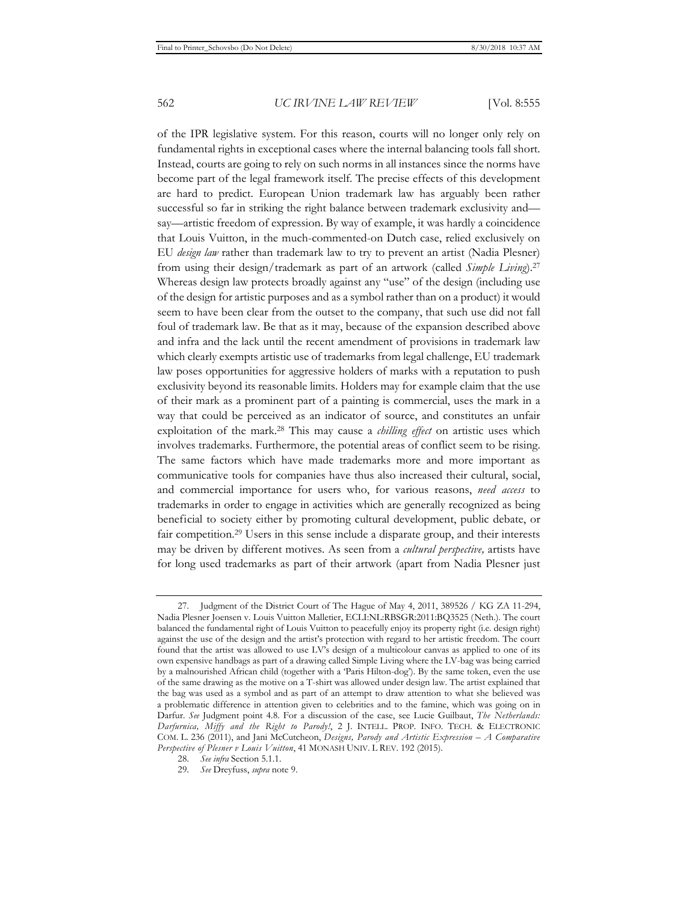of the IPR legislative system. For this reason, courts will no longer only rely on fundamental rights in exceptional cases where the internal balancing tools fall short. Instead, courts are going to rely on such norms in all instances since the norms have become part of the legal framework itself. The precise effects of this development are hard to predict. European Union trademark law has arguably been rather successful so far in striking the right balance between trademark exclusivity and—say—artistic freedom of expression. By way of example, it was hardly a coincidence that Louis Vuitton, in the much-commented-on Dutch case, relied exclusively on EU *design law* rather than trademark law to try to prevent an artist (Nadia Plesner) from using their design/trademark as part of an artwork (called *Simple Living*).[27] Whereas design law protects broadly against any "use" of the design (including use of the design for artistic purposes and as a symbol rather than on a product) it would seem to have been clear from the outset to the company, that such use did not fall foul of trademark law. Be that as it may, because of the expansion described above and infra and the lack until the recent amendment of provisions in trademark law which clearly exempts artistic use of trademarks from legal challenge, EU trademark law poses opportunities for aggressive holders of marks with a reputation to push exclusivity beyond its reasonable limits. Holders may for example claim that the use of their mark as a prominent part of a painting is commercial, uses the mark in a way that could be perceived as an indicator of source, and constitutes an unfair exploitation of the mark.[28] This may cause a *chilling effect* on artistic uses which involves trademarks. Furthermore, the potential areas of conflict seem to be rising. The same factors which have made trademarks more and more important as communicative tools for companies have thus also increased their cultural, social, and commercial importance for users who, for various reasons, *need access* to trademarks in order to engage in activities which are generally recognized as being beneficial to society either by promoting cultural development, public debate, or fair competition.[29] Users in this sense include a disparate group, and their interests may be driven by different motives. As seen from a *cultural perspective,* artists have for long used trademarks as part of their artwork (apart from Nadia Plesner just

---

27. Judgment of the District Court of The Hague of May 4, 2011, 389526 / KG ZA 11-294, Nadia Plesner Joensen v. Louis Vuitton Malletier, ECLI:NL:RBSGR:2011:BQ3525 (Neth.). The court balanced the fundamental right of Louis Vuitton to peacefully enjoy its property right (i.e. design right) against the use of the design and the artist's protection with regard to her artistic freedom. The court found that the artist was allowed to use LV's design of a multicolour canvas as applied to one of its own expensive handbags as part of a drawing called Simple Living where the LV-bag was being carried by a malnourished African child (together with a 'Paris Hilton-dog'). By the same token, even the use of the same drawing as the motive on a T-shirt was allowed under design law. The artist explained that the bag was used as a symbol and as part of an attempt to draw attention to what she believed was a problematic difference in attention given to celebrities and to the famine, which was going on in Darfur. *See* Judgment point 4.8. For a discussion of the case, see Lucie Guilbaut, *The Netherlands: Darfurnica, Miffy and the Right to Parody!*, 2 J. INTELL. PROP. INFO. TECH. & ELECTRONIC COM. L. 236 (2011), and Jani McCutcheon, *Designs, Parody and Artistic Expression – A Comparative Perspective of Plesner v Louis Vuitton*, 41 MONASH UNIV. L REV. 192 (2015).

28. *See infra* Section 5.1.1.

29. *See* Dreyfuss, *supra* note 9.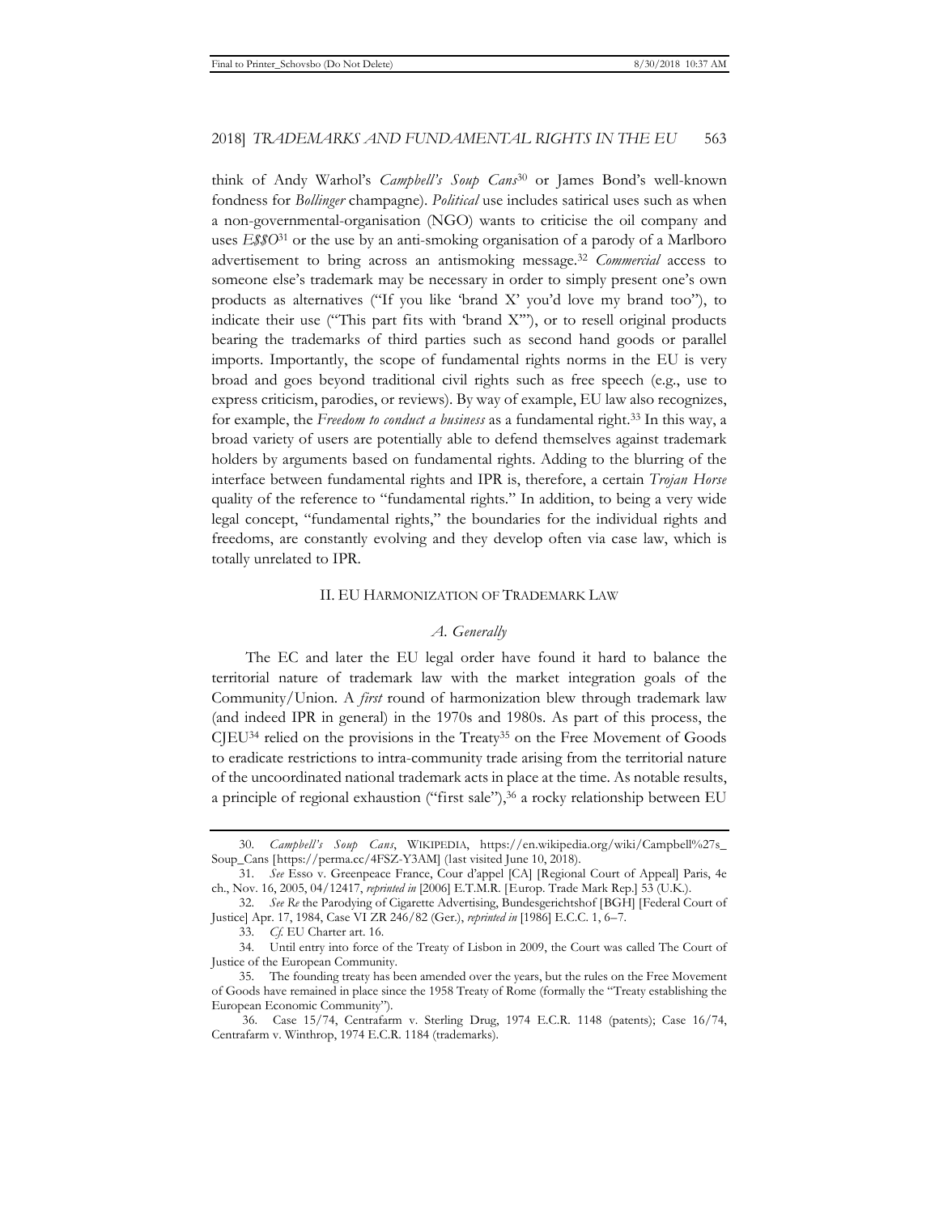think of Andy Warhol's *Campbell's Soup Cans*[30] or James Bond's well-known fondness for *Bollinger* champagne). *Political* use includes satirical uses such as when a non-governmental-organisation (NGO) wants to criticise the oil company and uses *E$$O*[31] or the use by an anti-smoking organisation of a parody of a Marlboro advertisement to bring across an antismoking message.[32] *Commercial* access to someone else's trademark may be necessary in order to simply present one's own products as alternatives ("If you like 'brand X' you'd love my brand too"), to indicate their use ("This part fits with 'brand X'"), or to resell original products bearing the trademarks of third parties such as second hand goods or parallel imports. Importantly, the scope of fundamental rights norms in the EU is very broad and goes beyond traditional civil rights such as free speech (e.g., use to express criticism, parodies, or reviews). By way of example, EU law also recognizes, for example, the *Freedom to conduct a business* as a fundamental right.[33] In this way, a broad variety of users are potentially able to defend themselves against trademark holders by arguments based on fundamental rights. Adding to the blurring of the interface between fundamental rights and IPR is, therefore, a certain *Trojan Horse* quality of the reference to "fundamental rights." In addition, to being a very wide legal concept, "fundamental rights," the boundaries for the individual rights and freedoms, are constantly evolving and they develop often via case law, which is totally unrelated to IPR.

## II. EU HARMONIZATION OF TRADEMARK LAW

### *A. Generally*

The EC and later the EU legal order have found it hard to balance the territorial nature of trademark law with the market integration goals of the Community/Union. A *first* round of harmonization blew through trademark law (and indeed IPR in general) in the 1970s and 1980s. As part of this process, the CJEU[34] relied on the provisions in the Treaty[35] on the Free Movement of Goods to eradicate restrictions to intra-community trade arising from the territorial nature of the uncoordinated national trademark acts in place at the time. As notable results, a principle of regional exhaustion ("first sale"),[36] a rocky relationship between EU

---

30. *Campbell's Soup Cans*, WIKIPEDIA, https://en.wikipedia.org/wiki/Campbell%27s_Soup_Cans [https://perma.cc/4FSZ-Y3AM] (last visited June 10, 2018).

31. *See* Esso v. Greenpeace France, Cour d'appel [CA] [Regional Court of Appeal] Paris, 4e ch., Nov. 16, 2005, 04/12417, *reprinted in* [2006] E.T.M.R. [Europ. Trade Mark Rep.] 53 (U.K.).

32. *See Re* the Parodying of Cigarette Advertising, Bundesgerichtshof [BGH] [Federal Court of Justice] Apr. 17, 1984, Case VI ZR 246/82 (Ger.), *reprinted in* [1986] E.C.C. 1, 6–7.

33. *Cf.* EU Charter art. 16.

34. Until entry into force of the Treaty of Lisbon in 2009, the Court was called The Court of Justice of the European Community.

35. The founding treaty has been amended over the years, but the rules on the Free Movement of Goods have remained in place since the 1958 Treaty of Rome (formally the "Treaty establishing the European Economic Community").

36. Case 15/74, Centrafarm v. Sterling Drug, 1974 E.C.R. 1148 (patents); Case 16/74, Centrafarm v. Winthrop, 1974 E.C.R. 1184 (trademarks).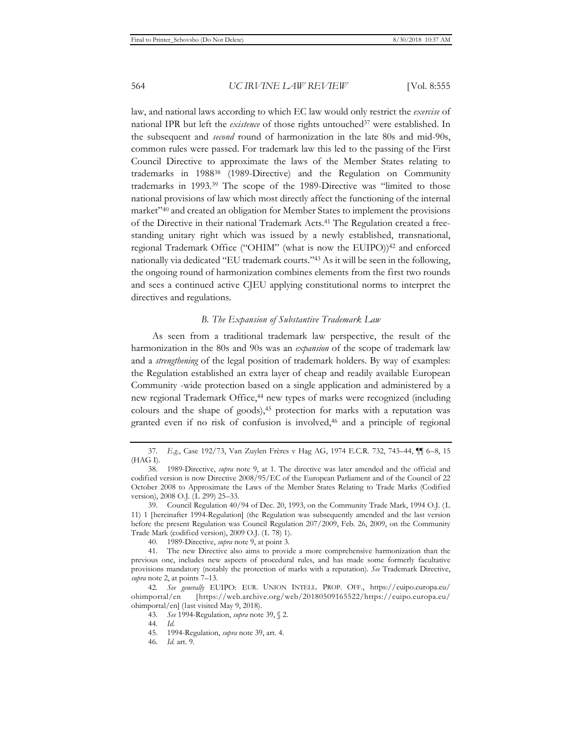law, and national laws according to which EC law would only restrict the *exercise* of national IPR but left the *existence* of those rights untouched[37] were established. In the subsequent and *second* round of harmonization in the late 80s and mid-90s, common rules were passed. For trademark law this led to the passing of the First Council Directive to approximate the laws of the Member States relating to trademarks in 1988[38] (1989-Directive) and the Regulation on Community trademarks in 1993.[39] The scope of the 1989-Directive was "limited to those national provisions of law which most directly affect the functioning of the internal market"[40] and created an obligation for Member States to implement the provisions of the Directive in their national Trademark Acts.[41] The Regulation created a free-standing unitary right which was issued by a newly established, transnational, regional Trademark Office ("OHIM" (what is now the EUIPO))[42] and enforced nationally via dedicated "EU trademark courts."[43] As it will be seen in the following, the ongoing round of harmonization combines elements from the first two rounds and sees a continued active CJEU applying constitutional norms to interpret the directives and regulations.

### *B. The Expansion of Substantive Trademark Law*

As seen from a traditional trademark law perspective, the result of the harmonization in the 80s and 90s was an *expansion* of the scope of trademark law and a *strengthening* of the legal position of trademark holders. By way of examples: the Regulation established an extra layer of cheap and readily available European Community -wide protection based on a single application and administered by a new regional Trademark Office,[44] new types of marks were recognized (including colours and the shape of goods),[45] protection for marks with a reputation was granted even if no risk of confusion is involved,[46] and a principle of regional

---

37. *E.g.*, Case 192/73, Van Zuylen Frères v Hag AG, 1974 E.C.R. 732, 743–44, ¶¶ 6–8, 15 (HAG I).

38. 1989-Directive, *supra* note 9, at 1. The directive was later amended and the official and codified version is now Directive 2008/95/EC of the European Parliament and of the Council of 22 October 2008 to Approximate the Laws of the Member States Relating to Trade Marks (Codified version), 2008 O.J. (L 299) 25–33.

39. Council Regulation 40/94 of Dec. 20, 1993, on the Community Trade Mark, 1994 O.J. (L 11) 1 [hereinafter 1994-Regulation] (the Regulation was subsequently amended and the last version before the present Regulation was Council Regulation 207/2009, Feb. 26, 2009, on the Community Trade Mark (codified version), 2009 O.J. (L 78) 1).

40. 1989-Directive, *supra* note 9, at point 3.

41. The new Directive also aims to provide a more comprehensive harmonization than the previous one, includes new aspects of procedural rules, and has made some formerly facultative provisions mandatory (notably the protection of marks with a reputation). *See* Trademark Directive, *supra* note 2, at points 7–13.

42. *See generally* EUIPO: EUR. UNION INTELL. PROP. OFF., https://euipo.europa.eu/ohimportal/en [https://web.archive.org/web/20180509165522/https://euipo.europa.eu/ohimportal/en] (last visited May 9, 2018).

43. *See* 1994-Regulation, *supra* note 39, § 2.

44. *Id.*

45. 1994-Regulation, *supra* note 39, art. 4.

46. *Id.* art. 9.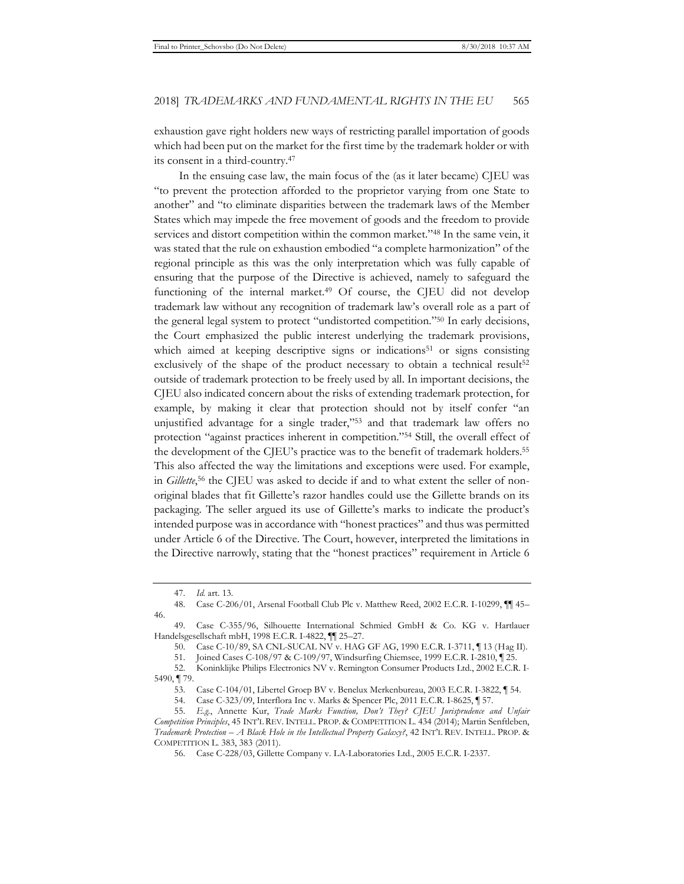exhaustion gave right holders new ways of restricting parallel importation of goods which had been put on the market for the first time by the trademark holder or with its consent in a third-country.[47]

In the ensuing case law, the main focus of the (as it later became) CJEU was "to prevent the protection afforded to the proprietor varying from one State to another" and "to eliminate disparities between the trademark laws of the Member States which may impede the free movement of goods and the freedom to provide services and distort competition within the common market."[48] In the same vein, it was stated that the rule on exhaustion embodied "a complete harmonization" of the regional principle as this was the only interpretation which was fully capable of ensuring that the purpose of the Directive is achieved, namely to safeguard the functioning of the internal market.[49] Of course, the CJEU did not develop trademark law without any recognition of trademark law's overall role as a part of the general legal system to protect "undistorted competition."[50] In early decisions, the Court emphasized the public interest underlying the trademark provisions, which aimed at keeping descriptive signs or indications[51] or signs consisting exclusively of the shape of the product necessary to obtain a technical result[52] outside of trademark protection to be freely used by all. In important decisions, the CJEU also indicated concern about the risks of extending trademark protection, for example, by making it clear that protection should not by itself confer "an unjustified advantage for a single trader,"[53] and that trademark law offers no protection "against practices inherent in competition."[54] Still, the overall effect of the development of the CJEU's practice was to the benefit of trademark holders.[55] This also affected the way the limitations and exceptions were used. For example, in *Gillette*,[56] the CJEU was asked to decide if and to what extent the seller of non-original blades that fit Gillette's razor handles could use the Gillette brands on its packaging. The seller argued its use of Gillette's marks to indicate the product's intended purpose was in accordance with "honest practices" and thus was permitted under Article 6 of the Directive. The Court, however, interpreted the limitations in the Directive narrowly, stating that the "honest practices" requirement in Article 6

---

47. *Id.* art. 13.

48. Case C-206/01, Arsenal Football Club Plc v. Matthew Reed, 2002 E.C.R. I-10299, ¶¶ 45–46.

49. Case C-355/96, Silhouette International Schmied GmbH & Co. KG v. Hartlauer Handelsgesellschaft mbH, 1998 E.C.R. I-4822, ¶¶ 25–27.

50. Case C-10/89, SA CNL-SUCAL NV v. HAG GF AG, 1990 E.C.R. I-3711, ¶ 13 (Hag II).

51. Joined Cases C-108/97 & C-109/97, Windsurfing Chiemsee, 1999 E.C.R. I-2810, ¶ 25.

52. Koninklijke Philips Electronics NV v. Remington Consumer Products Ltd., 2002 E.C.R. I-5490, ¶ 79.

53. Case C-104/01, Libertel Groep BV v. Benelux Merkenbureau, 2003 E.C.R. I-3822, ¶ 54.

54. Case C-323/09, Interflora Inc v. Marks & Spencer Plc, 2011 E.C.R. I-8625, ¶ 57.

55. *E.g.*, Annette Kur, *Trade Marks Function, Don't They? CJEU Jurisprudence and Unfair Competition Principles*, 45 INT'L REV. INTELL. PROP. & COMPETITION L. 434 (2014); Martin Senftleben, *Trademark Protection – A Black Hole in the Intellectual Property Galaxy?*, 42 INT'L REV. INTELL. PROP. & COMPETITION L. 383, 383 (2011).

56. Case C-228/03, Gillette Company v. LA-Laboratories Ltd., 2005 E.C.R. I-2337.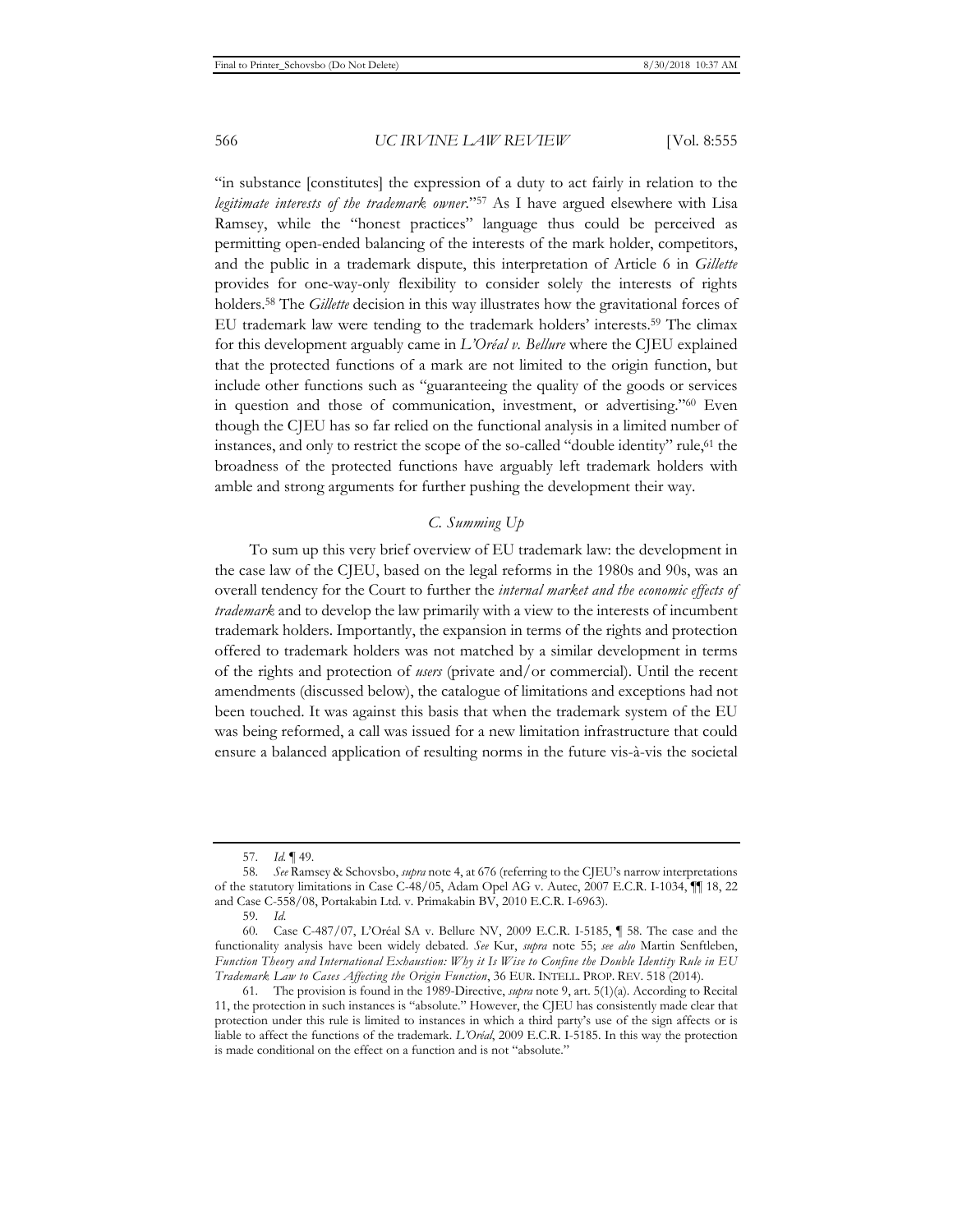"in substance [constitutes] the expression of a duty to act fairly in relation to the *legitimate interests of the trademark owner*."[57] As I have argued elsewhere with Lisa Ramsey, while the "honest practices" language thus could be perceived as permitting open-ended balancing of the interests of the mark holder, competitors, and the public in a trademark dispute, this interpretation of Article 6 in *Gillette* provides for one-way-only flexibility to consider solely the interests of rights holders.[58] The *Gillette* decision in this way illustrates how the gravitational forces of EU trademark law were tending to the trademark holders' interests.[59] The climax for this development arguably came in *L'Oréal v. Bellure* where the CJEU explained that the protected functions of a mark are not limited to the origin function, but include other functions such as "guaranteeing the quality of the goods or services in question and those of communication, investment, or advertising."[60] Even though the CJEU has so far relied on the functional analysis in a limited number of instances, and only to restrict the scope of the so-called "double identity" rule,[61] the broadness of the protected functions have arguably left trademark holders with amble and strong arguments for further pushing the development their way.

### *C. Summing Up*

To sum up this very brief overview of EU trademark law: the development in the case law of the CJEU, based on the legal reforms in the 1980s and 90s, was an overall tendency for the Court to further the *internal market and the economic effects of trademark* and to develop the law primarily with a view to the interests of incumbent trademark holders. Importantly, the expansion in terms of the rights and protection offered to trademark holders was not matched by a similar development in terms of the rights and protection of *users* (private and/or commercial). Until the recent amendments (discussed below), the catalogue of limitations and exceptions had not been touched. It was against this basis that when the trademark system of the EU was being reformed, a call was issued for a new limitation infrastructure that could ensure a balanced application of resulting norms in the future vis-à-vis the societal

---

57. *Id.* ¶ 49.

58. *See* Ramsey & Schovsbo, *supra* note 4, at 676 (referring to the CJEU's narrow interpretations of the statutory limitations in Case C-48/05, Adam Opel AG v. Autec, 2007 E.C.R. I-1034, ¶¶ 18, 22 and Case C-558/08, Portakabin Ltd. v. Primakabin BV, 2010 E.C.R. I-6963).

59. *Id.*

60. Case C-487/07, L'Oréal SA v. Bellure NV, 2009 E.C.R. I-5185, ¶ 58. The case and the functionality analysis have been widely debated. *See* Kur, *supra* note 55; *see also* Martin Senftleben, *Function Theory and International Exhaustion: Why it Is Wise to Confine the Double Identity Rule in EU Trademark Law to Cases Affecting the Origin Function*, 36 EUR. INTELL. PROP. REV. 518 (2014).

61. The provision is found in the 1989-Directive, *supra* note 9, art. 5(1)(a). According to Recital 11, the protection in such instances is "absolute." However, the CJEU has consistently made clear that protection under this rule is limited to instances in which a third party's use of the sign affects or is liable to affect the functions of the trademark. *L'Oréal*, 2009 E.C.R. I-5185. In this way the protection is made conditional on the effect on a function and is not "absolute."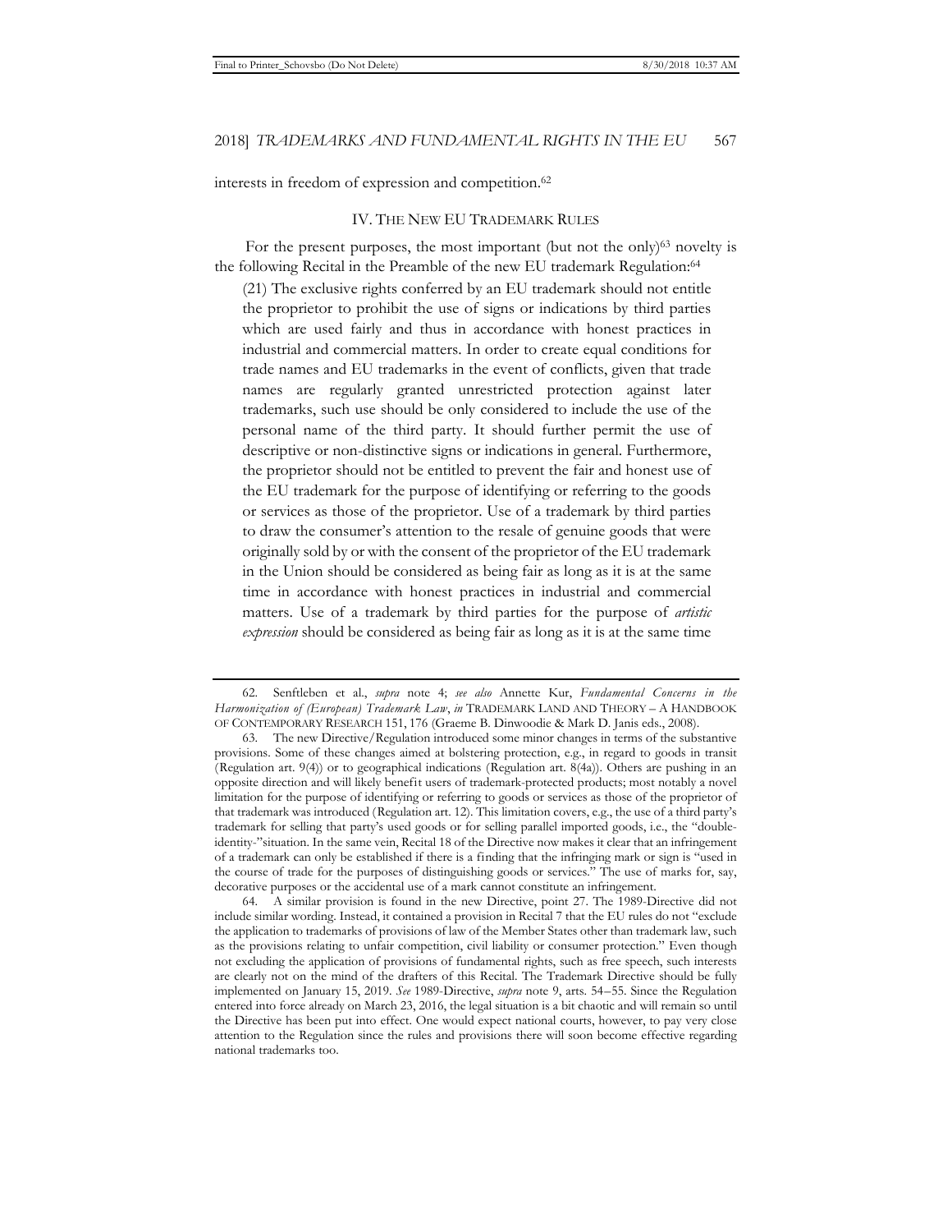interests in freedom of expression and competition.[62]

## IV. The New EU Trademark Rules

For the present purposes, the most important (but not the only)[63] novelty is the following Recital in the Preamble of the new EU trademark Regulation:[64]

> (21) The exclusive rights conferred by an EU trademark should not entitle the proprietor to prohibit the use of signs or indications by third parties which are used fairly and thus in accordance with honest practices in industrial and commercial matters. In order to create equal conditions for trade names and EU trademarks in the event of conflicts, given that trade names are regularly granted unrestricted protection against later trademarks, such use should be only considered to include the use of the personal name of the third party. It should further permit the use of descriptive or non-distinctive signs or indications in general. Furthermore, the proprietor should not be entitled to prevent the fair and honest use of the EU trademark for the purpose of identifying or referring to the goods or services as those of the proprietor. Use of a trademark by third parties to draw the consumer's attention to the resale of genuine goods that were originally sold by or with the consent of the proprietor of the EU trademark in the Union should be considered as being fair as long as it is at the same time in accordance with honest practices in industrial and commercial matters. Use of a trademark by third parties for the purpose of *artistic expression* should be considered as being fair as long as it is at the same time

---

62. Senftleben et al., *supra* note 4; *see also* Annette Kur, *Fundamental Concerns in the Harmonization of (European) Trademark Law*, *in* TRADEMARK LAND AND THEORY – A HANDBOOK OF CONTEMPORARY RESEARCH 151, 176 (Graeme B. Dinwoodie & Mark D. Janis eds., 2008).

63. The new Directive/Regulation introduced some minor changes in terms of the substantive provisions. Some of these changes aimed at bolstering protection, e.g., in regard to goods in transit (Regulation art. 9(4)) or to geographical indications (Regulation art. 8(4a)). Others are pushing in an opposite direction and will likely benefit users of trademark-protected products; most notably a novel limitation for the purpose of identifying or referring to goods or services as those of the proprietor of that trademark was introduced (Regulation art. 12). This limitation covers, e.g., the use of a third party's trademark for selling that party's used goods or for selling parallel imported goods, i.e., the "double-identity-"situation. In the same vein, Recital 18 of the Directive now makes it clear that an infringement of a trademark can only be established if there is a finding that the infringing mark or sign is "used in the course of trade for the purposes of distinguishing goods or services." The use of marks for, say, decorative purposes or the accidental use of a mark cannot constitute an infringement.

64. A similar provision is found in the new Directive, point 27. The 1989-Directive did not include similar wording. Instead, it contained a provision in Recital 7 that the EU rules do not "exclude the application to trademarks of provisions of law of the Member States other than trademark law, such as the provisions relating to unfair competition, civil liability or consumer protection." Even though not excluding the application of provisions of fundamental rights, such as free speech, such interests are clearly not on the mind of the drafters of this Recital. The Trademark Directive should be fully implemented on January 15, 2019. *See* 1989-Directive, *supra* note 9, arts. 54–55. Since the Regulation entered into force already on March 23, 2016, the legal situation is a bit chaotic and will remain so until the Directive has been put into effect. One would expect national courts, however, to pay very close attention to the Regulation since the rules and provisions there will soon become effective regarding national trademarks too.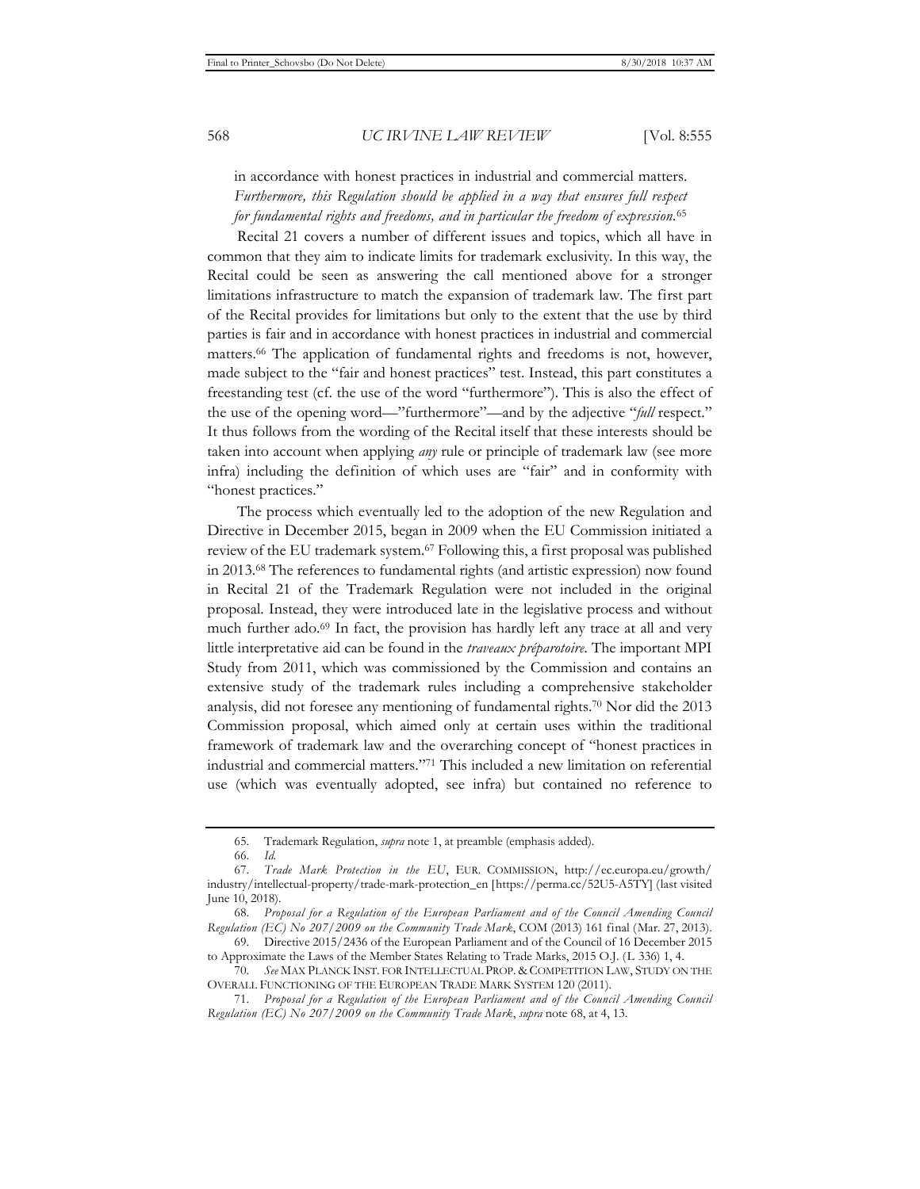in accordance with honest practices in industrial and commercial matters. *Furthermore, this Regulation should be applied in a way that ensures full respect for fundamental rights and freedoms, and in particular the freedom of expression.*[65]

Recital 21 covers a number of different issues and topics, which all have in common that they aim to indicate limits for trademark exclusivity. In this way, the Recital could be seen as answering the call mentioned above for a stronger limitations infrastructure to match the expansion of trademark law. The first part of the Recital provides for limitations but only to the extent that the use by third parties is fair and in accordance with honest practices in industrial and commercial matters.[66] The application of fundamental rights and freedoms is not, however, made subject to the "fair and honest practices" test. Instead, this part constitutes a freestanding test (cf. the use of the word "furthermore"). This is also the effect of the use of the opening word—"furthermore"—and by the adjective "*full* respect." It thus follows from the wording of the Recital itself that these interests should be taken into account when applying *any* rule or principle of trademark law (see more infra) including the definition of which uses are "fair" and in conformity with "honest practices."

The process which eventually led to the adoption of the new Regulation and Directive in December 2015, began in 2009 when the EU Commission initiated a review of the EU trademark system.[67] Following this, a first proposal was published in 2013.[68] The references to fundamental rights (and artistic expression) now found in Recital 21 of the Trademark Regulation were not included in the original proposal. Instead, they were introduced late in the legislative process and without much further ado.[69] In fact, the provision has hardly left any trace at all and very little interpretative aid can be found in the *traveaux préparotoire*. The important MPI Study from 2011, which was commissioned by the Commission and contains an extensive study of the trademark rules including a comprehensive stakeholder analysis, did not foresee any mentioning of fundamental rights.[70] Nor did the 2013 Commission proposal, which aimed only at certain uses within the traditional framework of trademark law and the overarching concept of "honest practices in industrial and commercial matters."[71] This included a new limitation on referential use (which was eventually adopted, see infra) but contained no reference to

---

65. Trademark Regulation, *supra* note 1, at preamble (emphasis added).

66. *Id.*

67. *Trade Mark Protection in the EU*, EUR. COMMISSION, http://ec.europa.eu/growth/industry/intellectual-property/trade-mark-protection_en [https://perma.cc/52U5-A5TY] (last visited June 10, 2018).

68. *Proposal for a Regulation of the European Parliament and of the Council Amending Council Regulation (EC) No 207/2009 on the Community Trade Mark*, COM (2013) 161 final (Mar. 27, 2013).

69. Directive 2015/2436 of the European Parliament and of the Council of 16 December 2015 to Approximate the Laws of the Member States Relating to Trade Marks, 2015 O.J. (L 336) 1, 4.

70. *See* MAX PLANCK INST. FOR INTELLECTUAL PROP. & COMPETITION LAW, STUDY ON THE OVERALL FUNCTIONING OF THE EUROPEAN TRADE MARK SYSTEM 120 (2011).

71. *Proposal for a Regulation of the European Parliament and of the Council Amending Council Regulation (EC) No 207/2009 on the Community Trade Mark*, *supra* note 68, at 4, 13.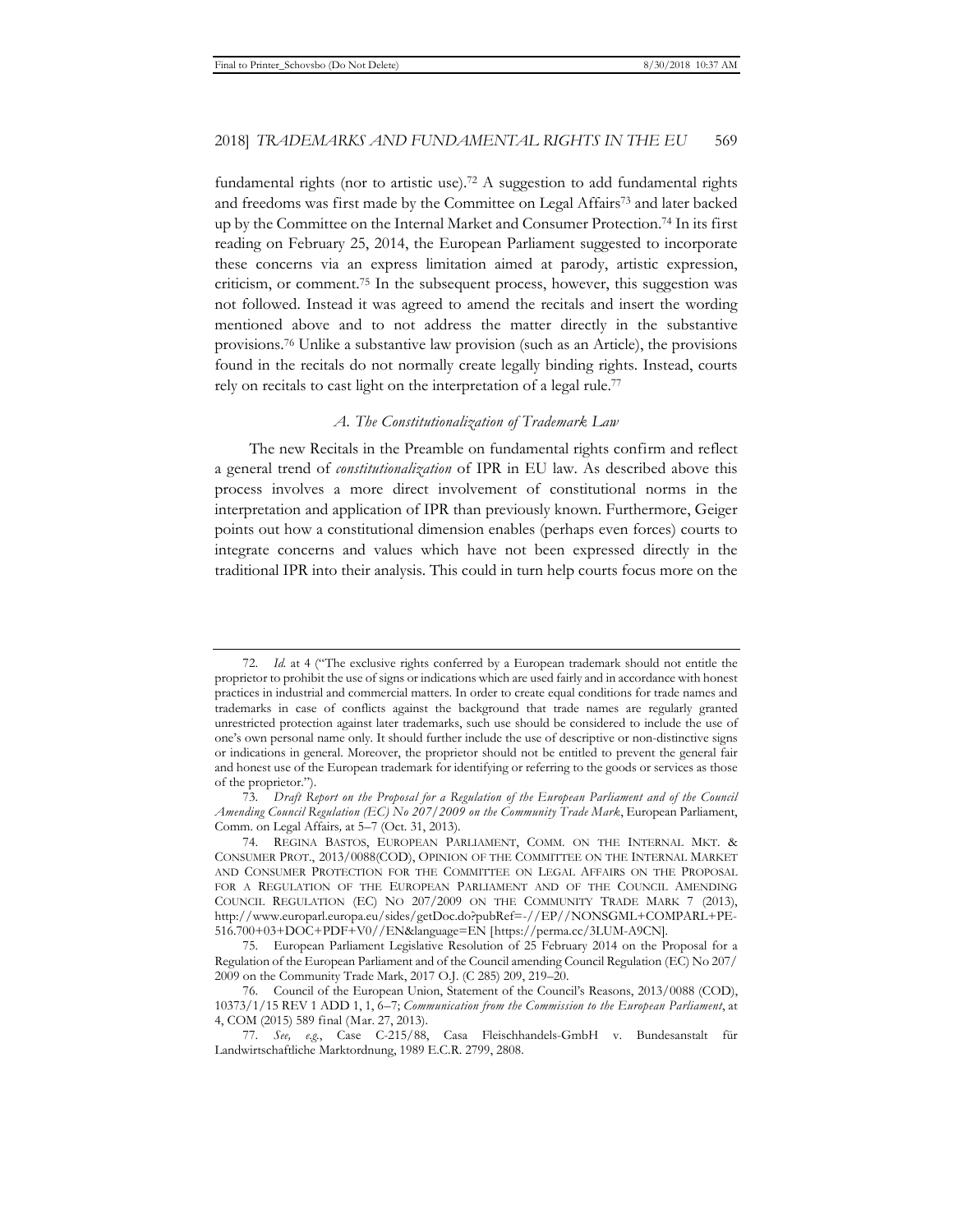fundamental rights (nor to artistic use).[72] A suggestion to add fundamental rights and freedoms was first made by the Committee on Legal Affairs[73] and later backed up by the Committee on the Internal Market and Consumer Protection.[74] In its first reading on February 25, 2014, the European Parliament suggested to incorporate these concerns via an express limitation aimed at parody, artistic expression, criticism, or comment.[75] In the subsequent process, however, this suggestion was not followed. Instead it was agreed to amend the recitals and insert the wording mentioned above and to not address the matter directly in the substantive provisions.[76] Unlike a substantive law provision (such as an Article), the provisions found in the recitals do not normally create legally binding rights. Instead, courts rely on recitals to cast light on the interpretation of a legal rule.[77]

### *A. The Constitutionalization of Trademark Law*

The new Recitals in the Preamble on fundamental rights confirm and reflect a general trend of *constitutionalization* of IPR in EU law. As described above this process involves a more direct involvement of constitutional norms in the interpretation and application of IPR than previously known. Furthermore, Geiger points out how a constitutional dimension enables (perhaps even forces) courts to integrate concerns and values which have not been expressed directly in the traditional IPR into their analysis. This could in turn help courts focus more on the

---

72. *Id.* at 4 ("The exclusive rights conferred by a European trademark should not entitle the proprietor to prohibit the use of signs or indications which are used fairly and in accordance with honest practices in industrial and commercial matters. In order to create equal conditions for trade names and trademarks in case of conflicts against the background that trade names are regularly granted unrestricted protection against later trademarks, such use should be considered to include the use of one's own personal name only. It should further include the use of descriptive or non-distinctive signs or indications in general. Moreover, the proprietor should not be entitled to prevent the general fair and honest use of the European trademark for identifying or referring to the goods or services as those of the proprietor.").

73. *Draft Report on the Proposal for a Regulation of the European Parliament and of the Council Amending Council Regulation (EC) No 207/2009 on the Community Trade Mark*, European Parliament, Comm. on Legal Affairs, at 5–7 (Oct. 31, 2013).

74. REGINA BASTOS, EUROPEAN PARLIAMENT, COMM. ON THE INTERNAL MKT. & CONSUMER PROT., 2013/0088(COD), OPINION OF THE COMMITTEE ON THE INTERNAL MARKET AND CONSUMER PROTECTION FOR THE COMMITTEE ON LEGAL AFFAIRS ON THE PROPOSAL FOR A REGULATION OF THE EUROPEAN PARLIAMENT AND OF THE COUNCIL AMENDING COUNCIL REGULATION (EC) NO 207/2009 ON THE COMMUNITY TRADE MARK 7 (2013), http://www.europarl.europa.eu/sides/getDoc.do?pubRef=-//EP//NONSGML+COMPARL+PE-516.700+03+DOC+PDF+V0//EN&language=EN [https://perma.cc/3LUM-A9CN].

75. European Parliament Legislative Resolution of 25 February 2014 on the Proposal for a Regulation of the European Parliament and of the Council amending Council Regulation (EC) No 207/2009 on the Community Trade Mark, 2017 O.J. (C 285) 209, 219–20.

76. Council of the European Union, Statement of the Council's Reasons, 2013/0088 (COD), 10373/1/15 REV 1 ADD 1, 1, 6–7; *Communication from the Commission to the European Parliament*, at 4, COM (2015) 589 final (Mar. 27, 2013).

77. *See, e.g.*, Case C-215/88, Casa Fleischhandels-GmbH v. Bundesanstalt für Landwirtschaftliche Marktordnung, 1989 E.C.R. 2799, 2808.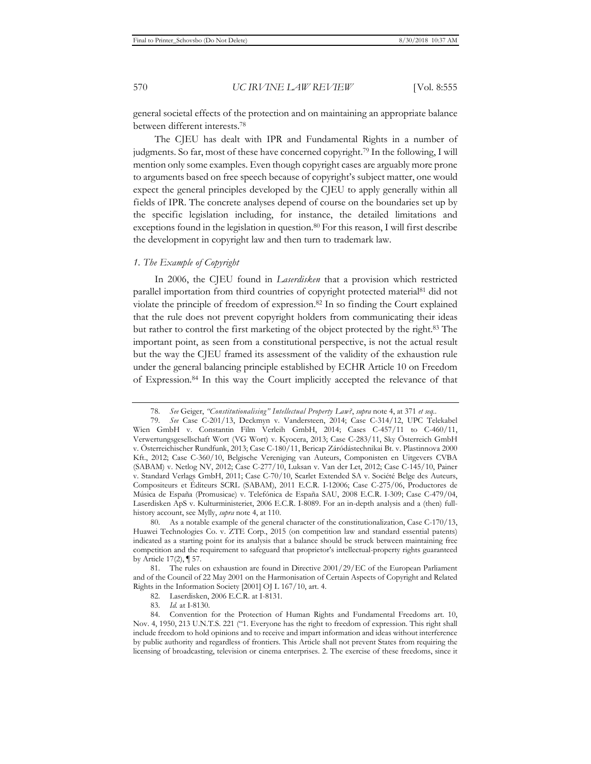general societal effects of the protection and on maintaining an appropriate balance between different interests.[78]

The CJEU has dealt with IPR and Fundamental Rights in a number of judgments. So far, most of these have concerned copyright.[79] In the following, I will mention only some examples. Even though copyright cases are arguably more prone to arguments based on free speech because of copyright's subject matter, one would expect the general principles developed by the CJEU to apply generally within all fields of IPR. The concrete analyses depend of course on the boundaries set up by the specific legislation including, for instance, the detailed limitations and exceptions found in the legislation in question.[80] For this reason, I will first describe the development in copyright law and then turn to trademark law.

### *1. The Example of Copyright*

In 2006, the CJEU found in *Laserdisken* that a provision which restricted parallel importation from third countries of copyright protected material[81] did not violate the principle of freedom of expression.[82] In so finding the Court explained that the rule does not prevent copyright holders from communicating their ideas but rather to control the first marketing of the object protected by the right.[83] The important point, as seen from a constitutional perspective, is not the actual result but the way the CJEU framed its assessment of the validity of the exhaustion rule under the general balancing principle established by ECHR Article 10 on Freedom of Expression.[84] In this way the Court implicitly accepted the relevance of that

---

78. *See* Geiger, *"Constitutionalising" Intellectual Property Law?*, *supra* note 4, at 371 *et seq.*.

79. *See* Case C-201/13, Deckmyn v. Vandersteen, 2014; Case C-314/12, UPC Telekabel Wien GmbH v. Constantin Film Verleih GmbH, 2014; Cases C-457/11 to C-460/11, Verwertungsgesellschaft Wort (VG Wort) v. Kyocera, 2013; Case C-283/11, Sky Österreich GmbH v. Österreichischer Rundfunk, 2013; Case C-180/11, Bericap Záródástechnikai Bt. v. Plastinnova 2000 Kft., 2012; Case C-360/10, Belgische Vereniging van Auteurs, Componisten en Uitgevers CVBA (SABAM) v. Netlog NV, 2012; Case C-277/10, Luksan v. Van der Let, 2012; Case C-145/10, Painer v. Standard Verlags GmbH, 2011; Case C-70/10, Scarlet Extended SA v. Société Belge des Auteurs, Compositeurs et Éditeurs SCRL (SABAM), 2011 E.C.R. I-12006; Case C-275/06, Productores de Música de España (Promusicae) v. Telefónica de España SAU, 2008 E.C.R. I-309; Case C-479/04, Laserdisken ApS v. Kulturministeriet, 2006 E.C.R. I-8089. For an in-depth analysis and a (then) full-history account, see Mylly, *supra* note 4, at 110.

80. As a notable example of the general character of the constitutionalization, Case C-170/13, Huawei Technologies Co. v. ZTE Corp., 2015 (on competition law and standard essential patents) indicated as a starting point for its analysis that a balance should be struck between maintaining free competition and the requirement to safeguard that proprietor's intellectual-property rights guaranteed by Article 17(2), ¶ 57.

81. The rules on exhaustion are found in Directive 2001/29/EC of the European Parliament and of the Council of 22 May 2001 on the Harmonisation of Certain Aspects of Copyright and Related Rights in the Information Society [2001] OJ L 167/10, art. 4.

82. Laserdisken, 2006 E.C.R. at I-8131.

83. *Id.* at I-8130.

84. Convention for the Protection of Human Rights and Fundamental Freedoms art. 10, Nov. 4, 1950, 213 U.N.T.S. 221 ("1. Everyone has the right to freedom of expression. This right shall include freedom to hold opinions and to receive and impart information and ideas without interference by public authority and regardless of frontiers. This Article shall not prevent States from requiring the licensing of broadcasting, television or cinema enterprises. 2. The exercise of these freedoms, since it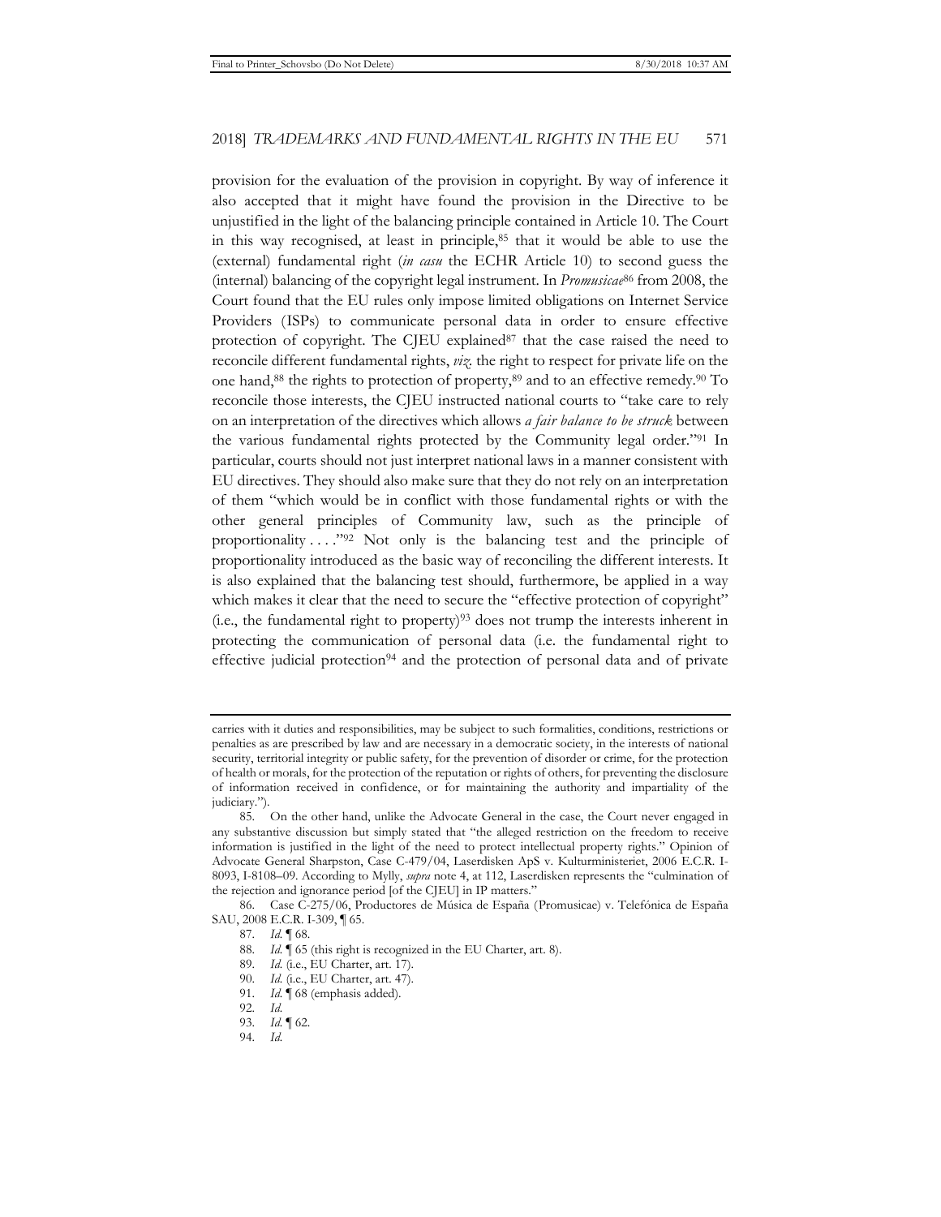provision for the evaluation of the provision in copyright. By way of inference it also accepted that it might have found the provision in the Directive to be unjustified in the light of the balancing principle contained in Article 10. The Court in this way recognised, at least in principle,[85] that it would be able to use the (external) fundamental right (*in casu* the ECHR Article 10) to second guess the (internal) balancing of the copyright legal instrument. In *Promusicae*[86] from 2008, the Court found that the EU rules only impose limited obligations on Internet Service Providers (ISPs) to communicate personal data in order to ensure effective protection of copyright. The CJEU explained[87] that the case raised the need to reconcile different fundamental rights, *viz.* the right to respect for private life on the one hand,[88] the rights to protection of property,[89] and to an effective remedy.[90] To reconcile those interests, the CJEU instructed national courts to "take care to rely on an interpretation of the directives which allows *a fair balance to be struck* between the various fundamental rights protected by the Community legal order."[91] In particular, courts should not just interpret national laws in a manner consistent with EU directives. They should also make sure that they do not rely on an interpretation of them "which would be in conflict with those fundamental rights or with the other general principles of Community law, such as the principle of proportionality . . . ."[92] Not only is the balancing test and the principle of proportionality introduced as the basic way of reconciling the different interests. It is also explained that the balancing test should, furthermore, be applied in a way which makes it clear that the need to secure the "effective protection of copyright" (i.e., the fundamental right to property)[93] does not trump the interests inherent in protecting the communication of personal data (i.e. the fundamental right to effective judicial protection[94] and the protection of personal data and of private

---

carries with it duties and responsibilities, may be subject to such formalities, conditions, restrictions or penalties as are prescribed by law and are necessary in a democratic society, in the interests of national security, territorial integrity or public safety, for the prevention of disorder or crime, for the protection of health or morals, for the protection of the reputation or rights of others, for preventing the disclosure of information received in confidence, or for maintaining the authority and impartiality of the judiciary.").

85. On the other hand, unlike the Advocate General in the case, the Court never engaged in any substantive discussion but simply stated that "the alleged restriction on the freedom to receive information is justified in the light of the need to protect intellectual property rights." Opinion of Advocate General Sharpston, Case C-479/04, Laserdisken ApS v. Kulturministeriet, 2006 E.C.R. I-8093, I-8108–09. According to Mylly, *supra* note 4, at 112, Laserdisken represents the "culmination of the rejection and ignorance period [of the CJEU] in IP matters."

86. Case C-275/06, Productores de Música de España (Promusicae) v. Telefónica de España SAU, 2008 E.C.R. I-309, ¶ 65.

87. *Id.* ¶ 68.

88. *Id.* ¶ 65 (this right is recognized in the EU Charter, art. 8).

89. *Id.* (i.e., EU Charter, art. 17).

90. *Id.* (i.e., EU Charter, art. 47).

91. *Id.* ¶ 68 (emphasis added).

92. *Id.*

93. *Id.* ¶ 62.

94. *Id.*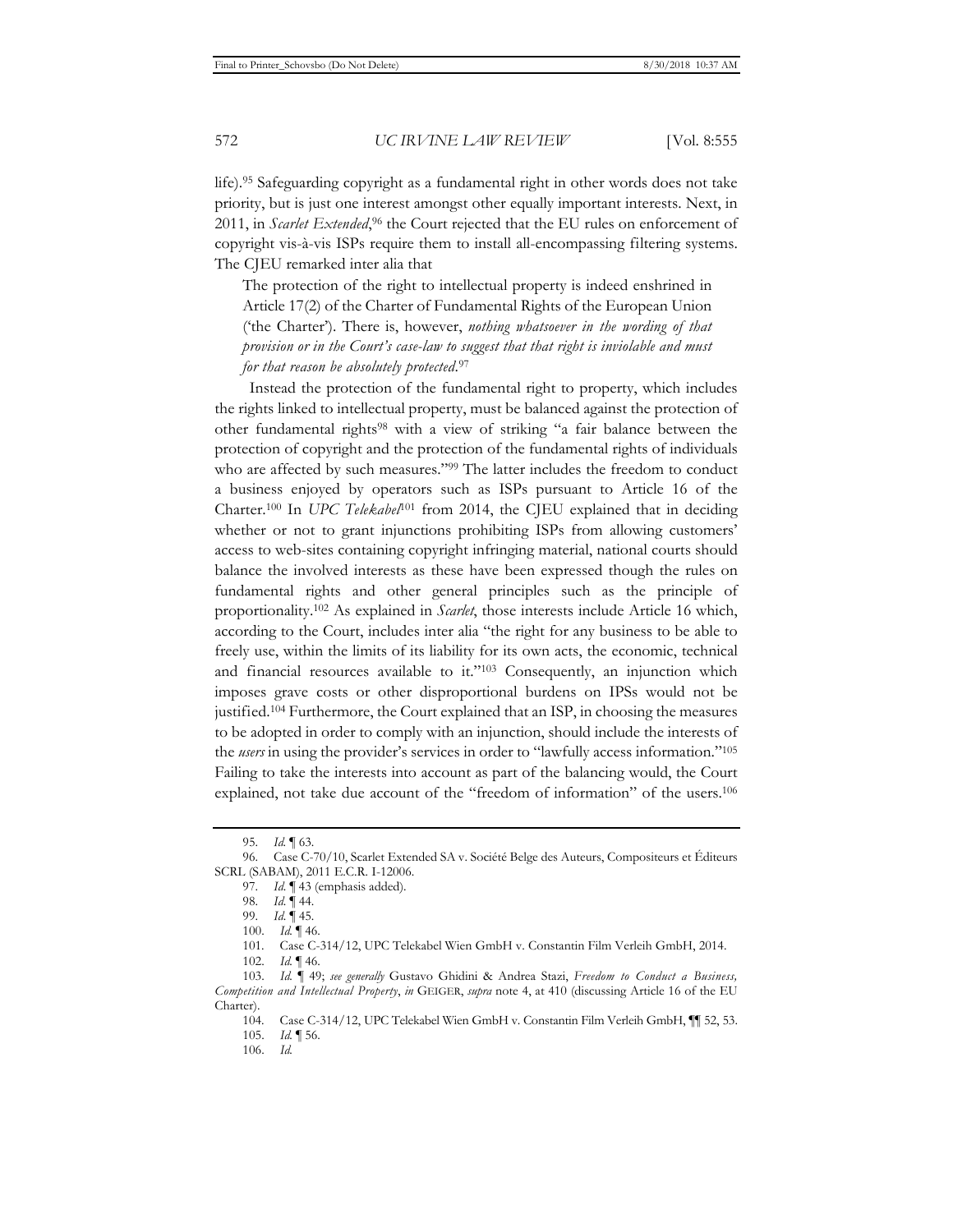life).[95] Safeguarding copyright as a fundamental right in other words does not take priority, but is just one interest amongst other equally important interests. Next, in 2011, in *Scarlet Extended*,[96] the Court rejected that the EU rules on enforcement of copyright vis-à-vis ISPs require them to install all-encompassing filtering systems. The CJEU remarked inter alia that

> The protection of the right to intellectual property is indeed enshrined in Article 17(2) of the Charter of Fundamental Rights of the European Union ('the Charter'). There is, however, *nothing whatsoever in the wording of that provision or in the Court's case-law to suggest that that right is inviolable and must for that reason be absolutely protected*.[97]

Instead the protection of the fundamental right to property, which includes the rights linked to intellectual property, must be balanced against the protection of other fundamental rights[98] with a view of striking "a fair balance between the protection of copyright and the protection of the fundamental rights of individuals who are affected by such measures."[99] The latter includes the freedom to conduct a business enjoyed by operators such as ISPs pursuant to Article 16 of the Charter.[100] In *UPC Telekabel*[101] from 2014, the CJEU explained that in deciding whether or not to grant injunctions prohibiting ISPs from allowing customers' access to web-sites containing copyright infringing material, national courts should balance the involved interests as these have been expressed though the rules on fundamental rights and other general principles such as the principle of proportionality.[102] As explained in *Scarlet*, those interests include Article 16 which, according to the Court, includes inter alia "the right for any business to be able to freely use, within the limits of its liability for its own acts, the economic, technical and financial resources available to it."[103] Consequently, an injunction which imposes grave costs or other disproportional burdens on IPSs would not be justified.[104] Furthermore, the Court explained that an ISP, in choosing the measures to be adopted in order to comply with an injunction, should include the interests of the *users* in using the provider's services in order to "lawfully access information."[105] Failing to take the interests into account as part of the balancing would, the Court explained, not take due account of the "freedom of information" of the users.[106]

---

95. *Id.* ¶ 63.

96. Case C-70/10, Scarlet Extended SA v. Société Belge des Auteurs, Compositeurs et Éditeurs SCRL (SABAM), 2011 E.C.R. I-12006.

97. *Id.* ¶ 43 (emphasis added).

98. *Id.* ¶ 44.

99. *Id.* ¶ 45.

100. *Id.* ¶ 46.

101. Case C-314/12, UPC Telekabel Wien GmbH v. Constantin Film Verleih GmbH, 2014.

102. *Id.* ¶ 46.

103. *Id.* ¶ 49; *see generally* Gustavo Ghidini & Andrea Stazi, *Freedom to Conduct a Business, Competition and Intellectual Property*, *in* GEIGER, *supra* note 4, at 410 (discussing Article 16 of the EU Charter).

104. Case C-314/12, UPC Telekabel Wien GmbH v. Constantin Film Verleih GmbH, ¶¶ 52, 53.

105. *Id.* ¶ 56.

106. *Id.*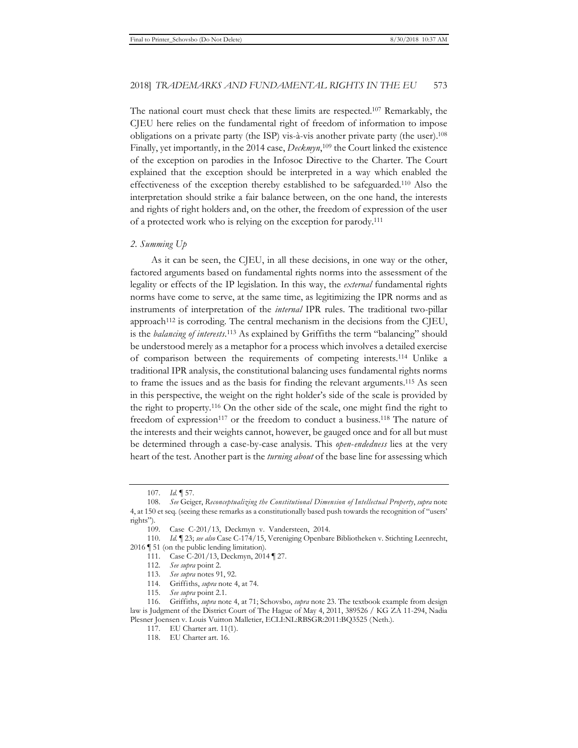The national court must check that these limits are respected.[107] Remarkably, the CJEU here relies on the fundamental right of freedom of information to impose obligations on a private party (the ISP) vis-à-vis another private party (the user).[108] Finally, yet importantly, in the 2014 case, *Deckmyn*,[109] the Court linked the existence of the exception on parodies in the Infosoc Directive to the Charter. The Court explained that the exception should be interpreted in a way which enabled the effectiveness of the exception thereby established to be safeguarded.[110] Also the interpretation should strike a fair balance between, on the one hand, the interests and rights of right holders and, on the other, the freedom of expression of the user of a protected work who is relying on the exception for parody.[111]

### *2. Summing Up*

As it can be seen, the CJEU, in all these decisions, in one way or the other, factored arguments based on fundamental rights norms into the assessment of the legality or effects of the IP legislation. In this way, the *external* fundamental rights norms have come to serve, at the same time, as legitimizing the IPR norms and as instruments of interpretation of the *internal* IPR rules. The traditional two-pillar approach[112] is corroding. The central mechanism in the decisions from the CJEU, is the *balancing of interests*.[113] As explained by Griffiths the term "balancing" should be understood merely as a metaphor for a process which involves a detailed exercise of comparison between the requirements of competing interests.[114] Unlike a traditional IPR analysis, the constitutional balancing uses fundamental rights norms to frame the issues and as the basis for finding the relevant arguments.[115] As seen in this perspective, the weight on the right holder's side of the scale is provided by the right to property.[116] On the other side of the scale, one might find the right to freedom of expression[117] or the freedom to conduct a business.[118] The nature of the interests and their weights cannot, however, be gauged once and for all but must be determined through a case-by-case analysis. This *open-endedness* lies at the very heart of the test. Another part is the *turning about* of the base line for assessing which

---

107. *Id.* ¶ 57.

108. *See* Geiger, *Reconceptualizing the Constitutional Dimension of Intellectual Property*, *supra* note 4, at 150 et seq. (seeing these remarks as a constitutionally based push towards the recognition of "users' rights").

109. Case C-201/13, Deckmyn v. Vandersteen, 2014.

110. *Id.* ¶ 23; *see also* Case C-174/15, Vereniging Openbare Bibliotheken v. Stichting Leenrecht, 2016 ¶ 51 (on the public lending limitation).

111. Case C-201/13, Deckmyn, 2014 ¶ 27.

112. *See supra* point 2.

113. *See supra* notes 91, 92.

114. Griffiths, *supra* note 4, at 74.

115. *See supra* point 2.1.

116. Griffiths, *supra* note 4, at 71; Schovsbo, *supra* note 23. The textbook example from design law is Judgment of the District Court of The Hague of May 4, 2011, 389526 / KG ZA 11-294, Nadia Plesner Joensen v. Louis Vuitton Malletier, ECLI:NL:RBSGR:2011:BQ3525 (Neth.).

117. EU Charter art. 11(1).

118. EU Charter art. 16.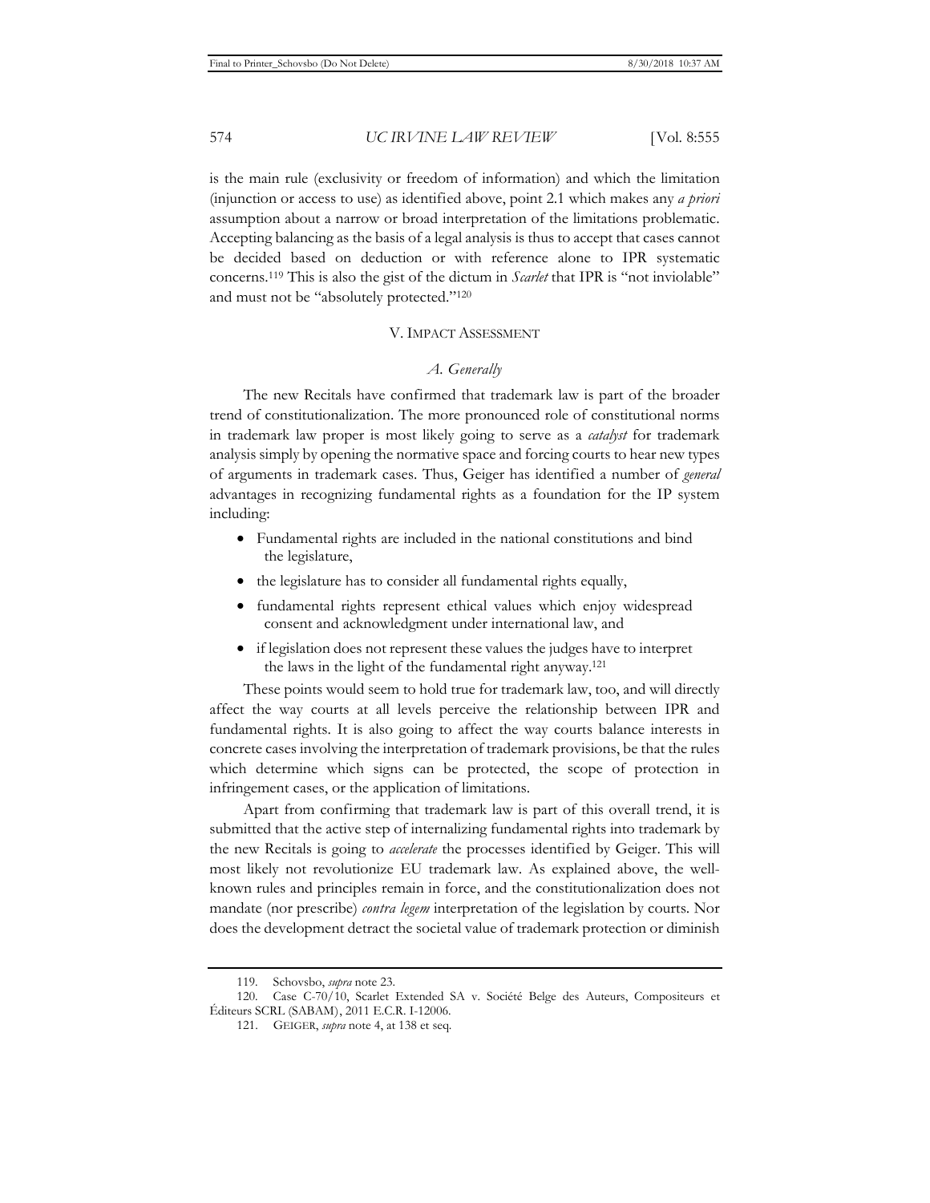is the main rule (exclusivity or freedom of information) and which the limitation (injunction or access to use) as identified above, point 2.1 which makes any *a priori* assumption about a narrow or broad interpretation of the limitations problematic. Accepting balancing as the basis of a legal analysis is thus to accept that cases cannot be decided based on deduction or with reference alone to IPR systematic concerns.[119] This is also the gist of the dictum in *Scarlet* that IPR is "not inviolable" and must not be "absolutely protected."[120]

## V. IMPACT ASSESSMENT

### *A. Generally*

The new Recitals have confirmed that trademark law is part of the broader trend of constitutionalization. The more pronounced role of constitutional norms in trademark law proper is most likely going to serve as a *catalyst* for trademark analysis simply by opening the normative space and forcing courts to hear new types of arguments in trademark cases. Thus, Geiger has identified a number of *general* advantages in recognizing fundamental rights as a foundation for the IP system including:

- Fundamental rights are included in the national constitutions and bind the legislature,
- the legislature has to consider all fundamental rights equally,
- fundamental rights represent ethical values which enjoy widespread consent and acknowledgment under international law, and
- if legislation does not represent these values the judges have to interpret the laws in the light of the fundamental right anyway.[121]

These points would seem to hold true for trademark law, too, and will directly affect the way courts at all levels perceive the relationship between IPR and fundamental rights. It is also going to affect the way courts balance interests in concrete cases involving the interpretation of trademark provisions, be that the rules which determine which signs can be protected, the scope of protection in infringement cases, or the application of limitations.

Apart from confirming that trademark law is part of this overall trend, it is submitted that the active step of internalizing fundamental rights into trademark by the new Recitals is going to *accelerate* the processes identified by Geiger. This will most likely not revolutionize EU trademark law. As explained above, the well-known rules and principles remain in force, and the constitutionalization does not mandate (nor prescribe) *contra legem* interpretation of the legislation by courts. Nor does the development detract the societal value of trademark protection or diminish

---

119. Schovsbo, *supra* note 23.

120. Case C-70/10, Scarlet Extended SA v. Société Belge des Auteurs, Compositeurs et Éditeurs SCRL (SABAM), 2011 E.C.R. I-12006.

121. GEIGER, *supra* note 4, at 138 et seq.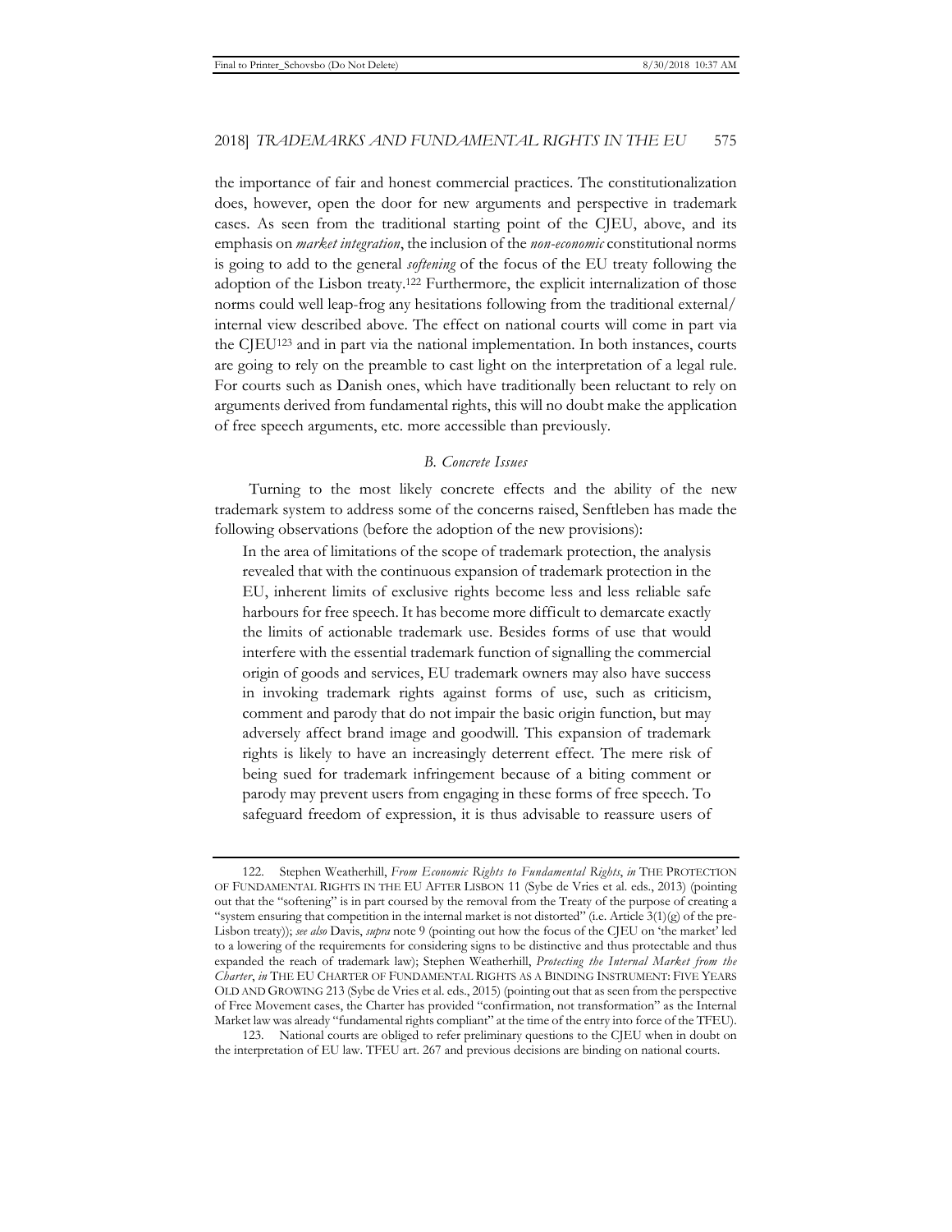the importance of fair and honest commercial practices. The constitutionalization does, however, open the door for new arguments and perspective in trademark cases. As seen from the traditional starting point of the CJEU, above, and its emphasis on *market integration*, the inclusion of the *non-economic* constitutional norms is going to add to the general *softening* of the focus of the EU treaty following the adoption of the Lisbon treaty.[122] Furthermore, the explicit internalization of those norms could well leap-frog any hesitations following from the traditional external/internal view described above. The effect on national courts will come in part via the CJEU[123] and in part via the national implementation. In both instances, courts are going to rely on the preamble to cast light on the interpretation of a legal rule. For courts such as Danish ones, which have traditionally been reluctant to rely on arguments derived from fundamental rights, this will no doubt make the application of free speech arguments, etc. more accessible than previously.

### *B. Concrete Issues*

Turning to the most likely concrete effects and the ability of the new trademark system to address some of the concerns raised, Senftleben has made the following observations (before the adoption of the new provisions):

> In the area of limitations of the scope of trademark protection, the analysis revealed that with the continuous expansion of trademark protection in the EU, inherent limits of exclusive rights become less and less reliable safe harbours for free speech. It has become more difficult to demarcate exactly the limits of actionable trademark use. Besides forms of use that would interfere with the essential trademark function of signalling the commercial origin of goods and services, EU trademark owners may also have success in invoking trademark rights against forms of use, such as criticism, comment and parody that do not impair the basic origin function, but may adversely affect brand image and goodwill. This expansion of trademark rights is likely to have an increasingly deterrent effect. The mere risk of being sued for trademark infringement because of a biting comment or parody may prevent users from engaging in these forms of free speech. To safeguard freedom of expression, it is thus advisable to reassure users of

---

122. Stephen Weatherhill, *From Economic Rights to Fundamental Rights*, *in* THE PROTECTION OF FUNDAMENTAL RIGHTS IN THE EU AFTER LISBON 11 (Sybe de Vries et al. eds., 2013) (pointing out that the "softening" is in part coursed by the removal from the Treaty of the purpose of creating a "system ensuring that competition in the internal market is not distorted" (i.e. Article 3(1)(g) of the pre-Lisbon treaty)); *see also* Davis, *supra* note 9 (pointing out how the focus of the CJEU on 'the market' led to a lowering of the requirements for considering signs to be distinctive and thus protectable and thus expanded the reach of trademark law); Stephen Weatherhill, *Protecting the Internal Market from the Charter*, *in* THE EU CHARTER OF FUNDAMENTAL RIGHTS AS A BINDING INSTRUMENT: FIVE YEARS OLD AND GROWING 213 (Sybe de Vries et al. eds., 2015) (pointing out that as seen from the perspective of Free Movement cases, the Charter has provided "confirmation, not transformation" as the Internal Market law was already "fundamental rights compliant" at the time of the entry into force of the TFEU).

123. National courts are obliged to refer preliminary questions to the CJEU when in doubt on the interpretation of EU law. TFEU art. 267 and previous decisions are binding on national courts.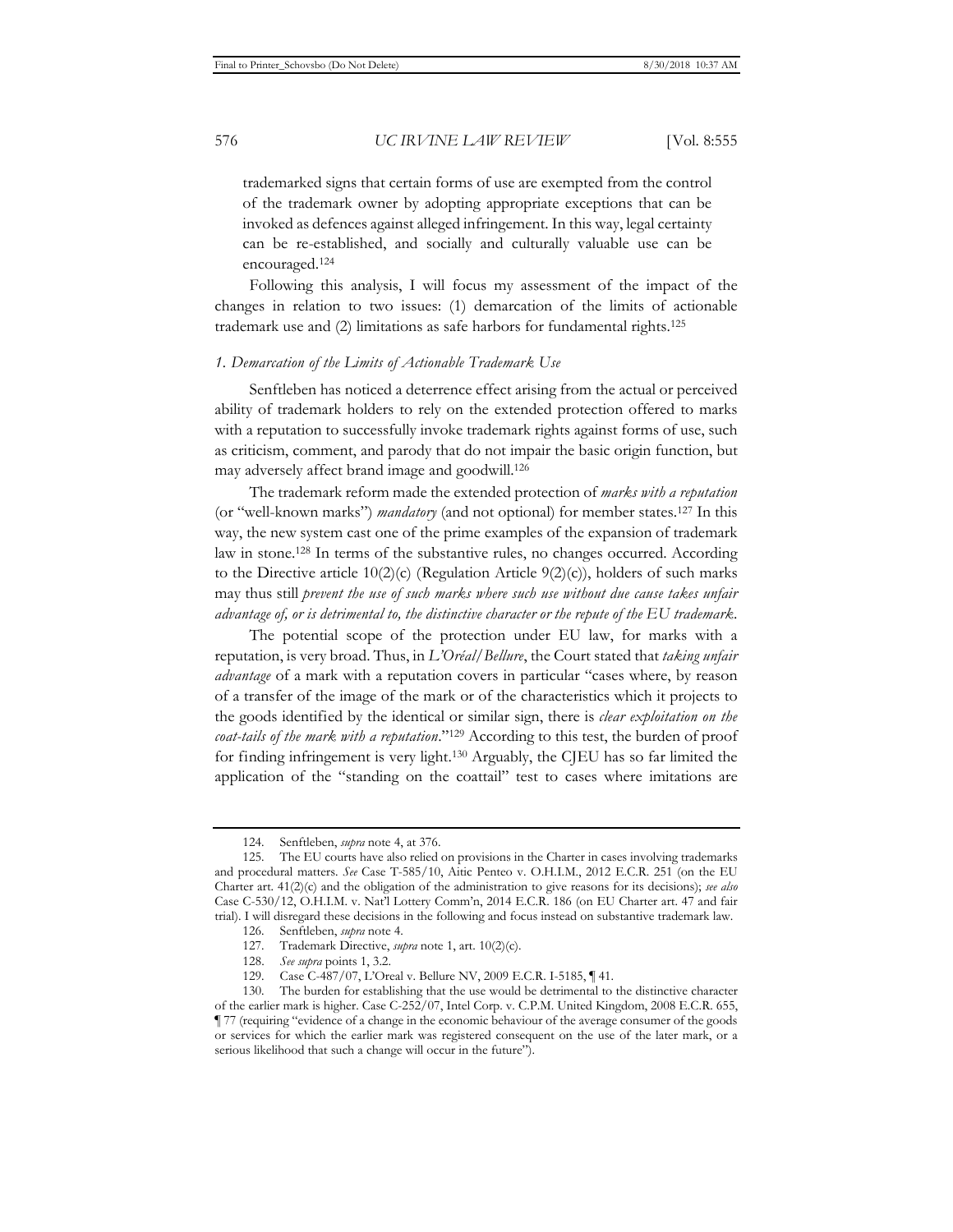trademarked signs that certain forms of use are exempted from the control of the trademark owner by adopting appropriate exceptions that can be invoked as defences against alleged infringement. In this way, legal certainty can be re-established, and socially and culturally valuable use can be encouraged.[124]

Following this analysis, I will focus my assessment of the impact of the changes in relation to two issues: (1) demarcation of the limits of actionable trademark use and (2) limitations as safe harbors for fundamental rights.[125]

### *1. Demarcation of the Limits of Actionable Trademark Use*

Senftleben has noticed a deterrence effect arising from the actual or perceived ability of trademark holders to rely on the extended protection offered to marks with a reputation to successfully invoke trademark rights against forms of use, such as criticism, comment, and parody that do not impair the basic origin function, but may adversely affect brand image and goodwill.[126]

The trademark reform made the extended protection of *marks with a reputation* (or "well-known marks") *mandatory* (and not optional) for member states.[127] In this way, the new system cast one of the prime examples of the expansion of trademark law in stone.[128] In terms of the substantive rules, no changes occurred. According to the Directive article 10(2)(c) (Regulation Article 9(2)(c)), holders of such marks may thus still *prevent the use of such marks where such use without due cause takes unfair advantage of, or is detrimental to, the distinctive character or the repute of the EU trademark*.

The potential scope of the protection under EU law, for marks with a reputation, is very broad. Thus, in *L'Oréal/Bellure*, the Court stated that *taking unfair advantage* of a mark with a reputation covers in particular "cases where, by reason of a transfer of the image of the mark or of the characteristics which it projects to the goods identified by the identical or similar sign, there is *clear exploitation on the coat-tails of the mark with a reputation*."[129] According to this test, the burden of proof for finding infringement is very light.[130] Arguably, the CJEU has so far limited the application of the "standing on the coattail" test to cases where imitations are

---

124. Senftleben, *supra* note 4, at 376.

125. The EU courts have also relied on provisions in the Charter in cases involving trademarks and procedural matters. *See* Case T-585/10, Aitic Penteo v. O.H.I.M., 2012 E.C.R. 251 (on the EU Charter art. 41(2)(c) and the obligation of the administration to give reasons for its decisions); *see also* Case C-530/12, O.H.I.M. v. Nat'l Lottery Comm'n, 2014 E.C.R. 186 (on EU Charter art. 47 and fair trial). I will disregard these decisions in the following and focus instead on substantive trademark law.

126. Senftleben, *supra* note 4.

127. Trademark Directive, *supra* note 1, art. 10(2)(c).

128. *See supra* points 1, 3.2.

129. Case C-487/07, L'Oreal v. Bellure NV, 2009 E.C.R. I-5185, ¶ 41.

130. The burden for establishing that the use would be detrimental to the distinctive character of the earlier mark is higher. Case C-252/07, Intel Corp. v. C.P.M. United Kingdom, 2008 E.C.R. 655, ¶ 77 (requiring "evidence of a change in the economic behaviour of the average consumer of the goods or services for which the earlier mark was registered consequent on the use of the later mark, or a serious likelihood that such a change will occur in the future").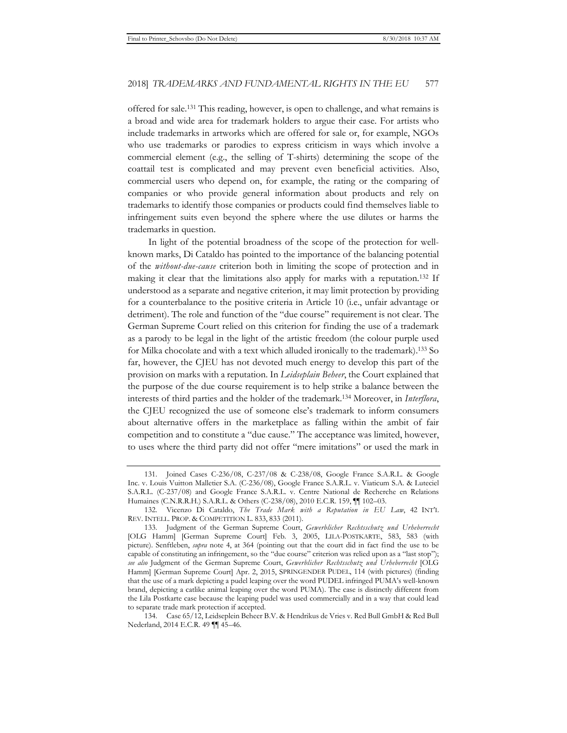offered for sale.[131] This reading, however, is open to challenge, and what remains is a broad and wide area for trademark holders to argue their case. For artists who include trademarks in artworks which are offered for sale or, for example, NGOs who use trademarks or parodies to express criticism in ways which involve a commercial element (e.g., the selling of T-shirts) determining the scope of the coattail test is complicated and may prevent even beneficial activities. Also, commercial users who depend on, for example, the rating or the comparing of companies or who provide general information about products and rely on trademarks to identify those companies or products could find themselves liable to infringement suits even beyond the sphere where the use dilutes or harms the trademarks in question.

In light of the potential broadness of the scope of the protection for well-known marks, Di Cataldo has pointed to the importance of the balancing potential of the *without-due-cause* criterion both in limiting the scope of protection and in making it clear that the limitations also apply for marks with a reputation.[132] If understood as a separate and negative criterion, it may limit protection by providing for a counterbalance to the positive criteria in Article 10 (i.e., unfair advantage or detriment). The role and function of the "due course" requirement is not clear. The German Supreme Court relied on this criterion for finding the use of a trademark as a parody to be legal in the light of the artistic freedom (the colour purple used for Milka chocolate and with a text which alluded ironically to the trademark).[133] So far, however, the CJEU has not devoted much energy to develop this part of the provision on marks with a reputation. In *Leidseplain Beheer*, the Court explained that the purpose of the due course requirement is to help strike a balance between the interests of third parties and the holder of the trademark.[134] Moreover, in *Interflora*, the CJEU recognized the use of someone else's trademark to inform consumers about alternative offers in the marketplace as falling within the ambit of fair competition and to constitute a "due cause." The acceptance was limited, however, to uses where the third party did not offer "mere imitations" or used the mark in

---

131. Joined Cases C-236/08, C-237/08 & C-238/08, Google France S.A.R.L. & Google Inc. v. Louis Vuitton Malletier S.A. (C-236/08), Google France S.A.R.L. v. Viaticum S.A. & Luteciel S.A.R.L. (C-237/08) and Google France S.A.R.L. v. Centre National de Recherche en Relations Humaines (C.N.R.R.H.) S.A.R.L. & Others (C-238/08), 2010 E.C.R. 159, ¶¶ 102–03.

132. Vicenzo Di Cataldo, *The Trade Mark with a Reputation in EU Law*, 42 INT'L REV. INTELL. PROP. & COMPETITION L. 833, 833 (2011).

133. Judgment of the German Supreme Court, *Gewerblicher Rechtsschutz und Urheberrecht* [OLG Hamm] [German Supreme Court] Feb. 3, 2005, LILA-POSTKARTE, 583, 583 (with picture). Senftleben, *supra* note 4, at 364 (pointing out that the court did in fact find the use to be capable of constituting an infringement, so the "due course" criterion was relied upon as a "last stop"); *see also* Judgment of the German Supreme Court, *Gewerblicher Rechtsschutz und Urheberrecht* [OLG Hamm] [German Supreme Court] Apr. 2, 2015, SPRINGENDER PUDEL, 114 (with pictures) (finding that the use of a mark depicting a pudel leaping over the word PUDEL infringed PUMA's well-known brand, depicting a catlike animal leaping over the word PUMA). The case is distinctly different from the Lila Postkarte case because the leaping pudel was used commercially and in a way that could lead to separate trade mark protection if accepted.

134. Case 65/12, Leidseplein Beheer B.V. & Hendrikus de Vries v. Red Bull GmbH & Red Bull Nederland, 2014 E.C.R. 49 ¶¶ 45–46.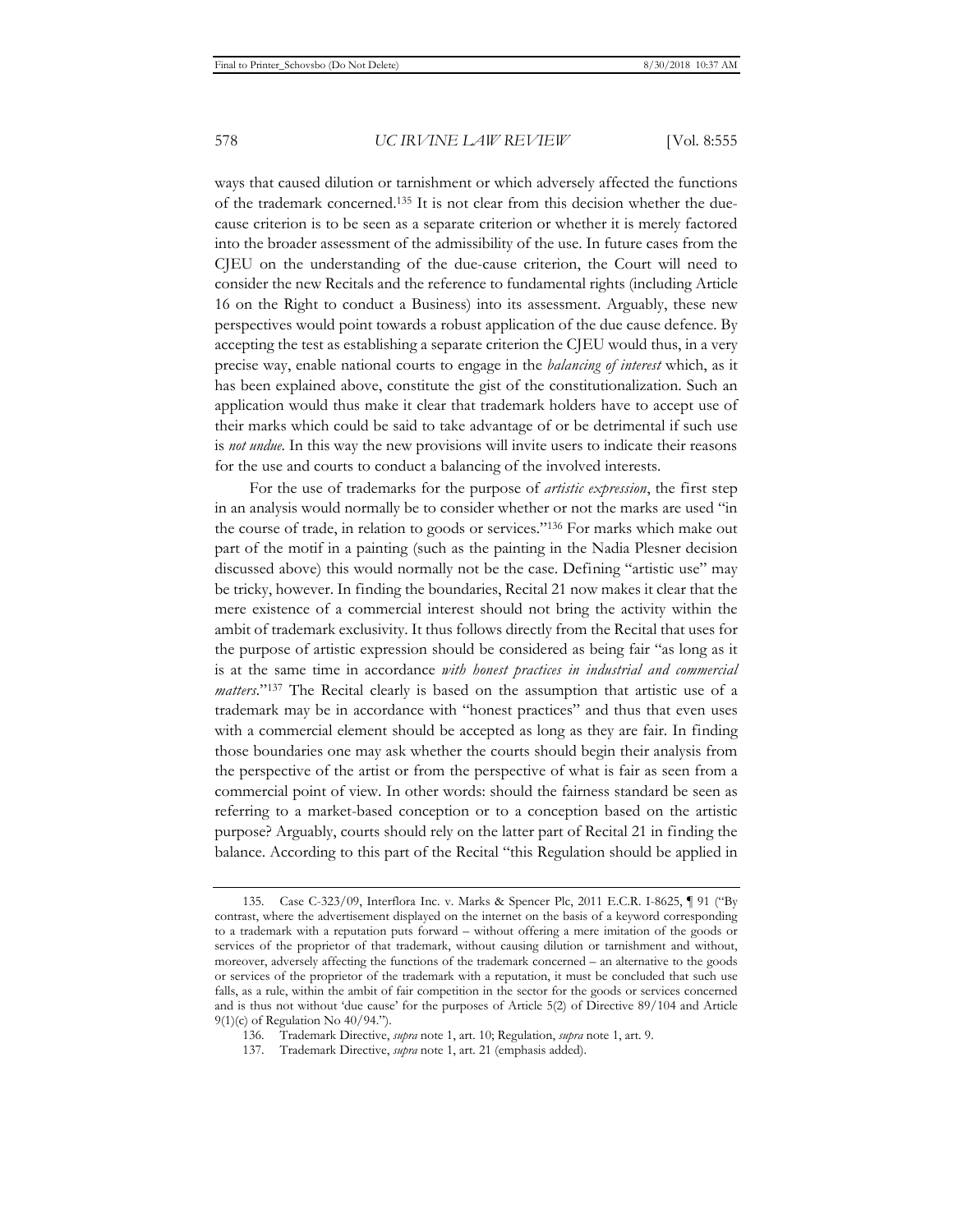ways that caused dilution or tarnishment or which adversely affected the functions of the trademark concerned.[135] It is not clear from this decision whether the due-cause criterion is to be seen as a separate criterion or whether it is merely factored into the broader assessment of the admissibility of the use. In future cases from the CJEU on the understanding of the due-cause criterion, the Court will need to consider the new Recitals and the reference to fundamental rights (including Article 16 on the Right to conduct a Business) into its assessment. Arguably, these new perspectives would point towards a robust application of the due cause defence. By accepting the test as establishing a separate criterion the CJEU would thus, in a very precise way, enable national courts to engage in the *balancing of interest* which, as it has been explained above, constitute the gist of the constitutionalization. Such an application would thus make it clear that trademark holders have to accept use of their marks which could be said to take advantage of or be detrimental if such use is *not undue*. In this way the new provisions will invite users to indicate their reasons for the use and courts to conduct a balancing of the involved interests.

For the use of trademarks for the purpose of *artistic expression*, the first step in an analysis would normally be to consider whether or not the marks are used "in the course of trade, in relation to goods or services."[136] For marks which make out part of the motif in a painting (such as the painting in the Nadia Plesner decision discussed above) this would normally not be the case. Defining "artistic use" may be tricky, however. In finding the boundaries, Recital 21 now makes it clear that the mere existence of a commercial interest should not bring the activity within the ambit of trademark exclusivity. It thus follows directly from the Recital that uses for the purpose of artistic expression should be considered as being fair "as long as it is at the same time in accordance *with honest practices in industrial and commercial matters*."[137] The Recital clearly is based on the assumption that artistic use of a trademark may be in accordance with "honest practices" and thus that even uses with a commercial element should be accepted as long as they are fair. In finding those boundaries one may ask whether the courts should begin their analysis from the perspective of the artist or from the perspective of what is fair as seen from a commercial point of view. In other words: should the fairness standard be seen as referring to a market-based conception or to a conception based on the artistic purpose? Arguably, courts should rely on the latter part of Recital 21 in finding the balance. According to this part of the Recital "this Regulation should be applied in

---

135. Case C-323/09, Interflora Inc. v. Marks & Spencer Plc, 2011 E.C.R. I-8625, ¶ 91 ("By contrast, where the advertisement displayed on the internet on the basis of a keyword corresponding to a trademark with a reputation puts forward – without offering a mere imitation of the goods or services of the proprietor of that trademark, without causing dilution or tarnishment and without, moreover, adversely affecting the functions of the trademark concerned – an alternative to the goods or services of the proprietor of the trademark with a reputation, it must be concluded that such use falls, as a rule, within the ambit of fair competition in the sector for the goods or services concerned and is thus not without 'due cause' for the purposes of Article 5(2) of Directive 89/104 and Article 9(1)(c) of Regulation No 40/94.").

136. Trademark Directive, *supra* note 1, art. 10; Regulation, *supra* note 1, art. 9.

137. Trademark Directive, *supra* note 1, art. 21 (emphasis added).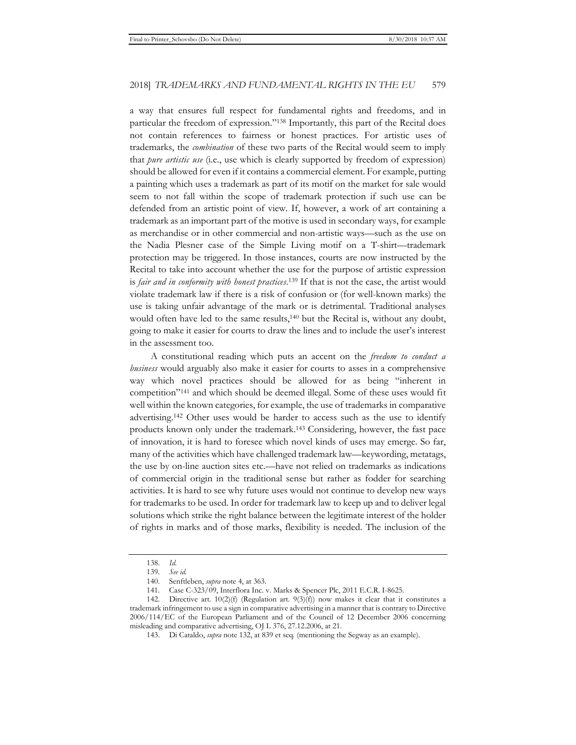a way that ensures full respect for fundamental rights and freedoms, and in particular the freedom of expression."[138] Importantly, this part of the Recital does not contain references to fairness or honest practices. For artistic uses of trademarks, the *combination* of these two parts of the Recital would seem to imply that *pure artistic use* (i.e., use which is clearly supported by freedom of expression) should be allowed for even if it contains a commercial element. For example, putting a painting which uses a trademark as part of its motif on the market for sale would seem to not fall within the scope of trademark protection if such use can be defended from an artistic point of view. If, however, a work of art containing a trademark as an important part of the motive is used in secondary ways, for example as merchandise or in other commercial and non-artistic ways—such as the use on the Nadia Plesner case of the Simple Living motif on a T-shirt—trademark protection may be triggered. In those instances, courts are now instructed by the Recital to take into account whether the use for the purpose of artistic expression is *fair and in conformity with honest practices*.[139] If that is not the case, the artist would violate trademark law if there is a risk of confusion or (for well-known marks) the use is taking unfair advantage of the mark or is detrimental. Traditional analyses would often have led to the same results,[140] but the Recital is, without any doubt, going to make it easier for courts to draw the lines and to include the user's interest in the assessment too.

A constitutional reading which puts an accent on the *freedom to conduct a business* would arguably also make it easier for courts to asses in a comprehensive way which novel practices should be allowed for as being "inherent in competition"[141] and which should be deemed illegal. Some of these uses would fit well within the known categories, for example, the use of trademarks in comparative advertising.[142] Other uses would be harder to access such as the use to identify products known only under the trademark.[143] Considering, however, the fast pace of innovation, it is hard to foresee which novel kinds of uses may emerge. So far, many of the activities which have challenged trademark law—keywording, metatags, the use by on-line auction sites etc.—have not relied on trademarks as indications of commercial origin in the traditional sense but rather as fodder for searching activities. It is hard to see why future uses would not continue to develop new ways for trademarks to be used. In order for trademark law to keep up and to deliver legal solutions which strike the right balance between the legitimate interest of the holder of rights in marks and of those marks, flexibility is needed. The inclusion of the

---

138. *Id.*

139. *See id.*

140. Senftleben, *supra* note 4, at 363.

141. Case C-323/09, Interflora Inc. v. Marks & Spencer Plc, 2011 E.C.R. I-8625.

142. Directive art. 10(2)(f) (Regulation art. 9(3)(f)) now makes it clear that it constitutes a trademark infringement to use a sign in comparative advertising in a manner that is contrary to Directive 2006/114/EC of the European Parliament and of the Council of 12 December 2006 concerning misleading and comparative advertising, OJ L 376, 27.12.2006, at 21.

143. Di Cataldo, *supra* note 132, at 839 et seq. (mentioning the Segway as an example).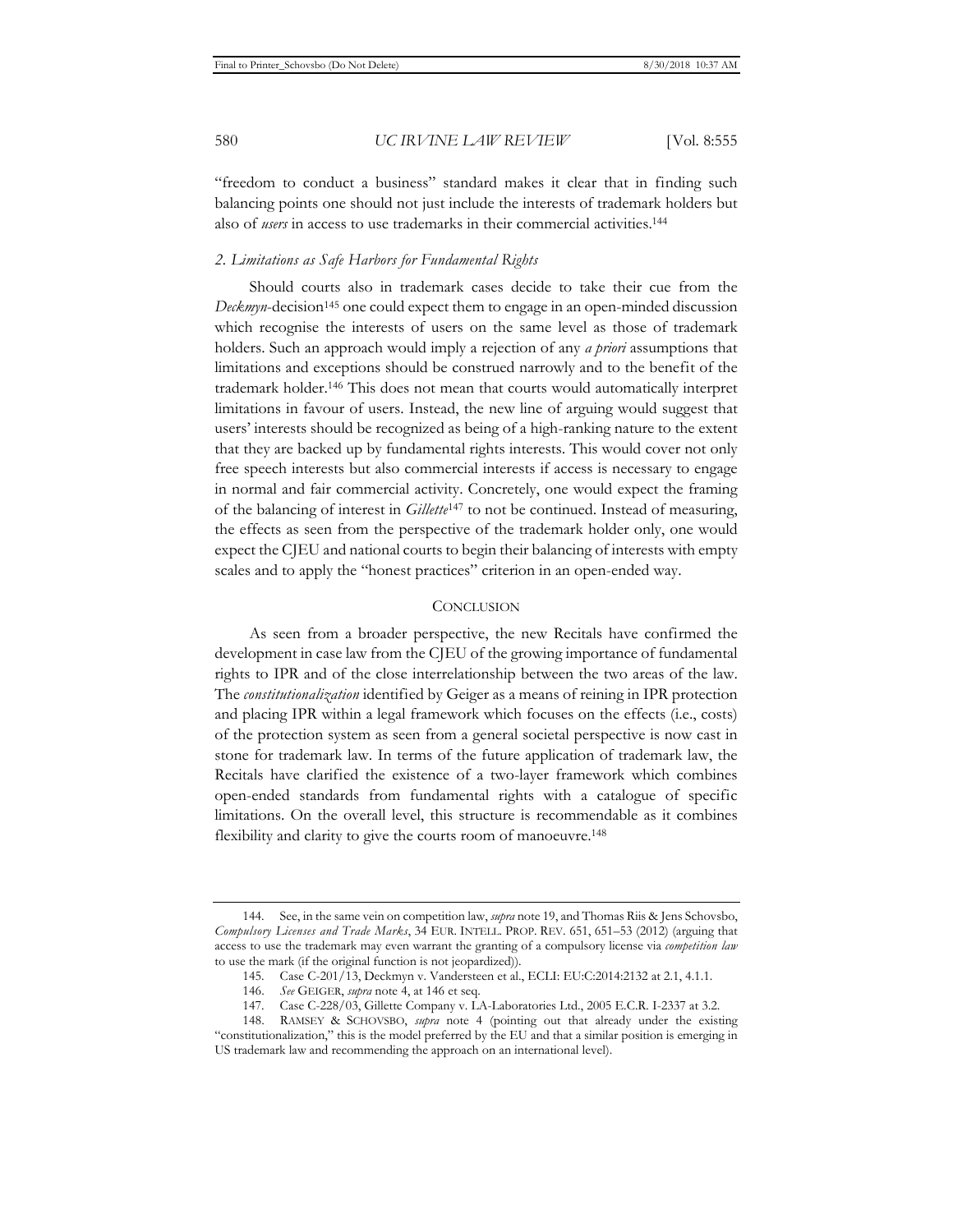"freedom to conduct a business" standard makes it clear that in finding such balancing points one should not just include the interests of trademark holders but also of *users* in access to use trademarks in their commercial activities.[144]

### *2. Limitations as Safe Harbors for Fundamental Rights*

Should courts also in trademark cases decide to take their cue from the *Deckmyn*-decision[145] one could expect them to engage in an open-minded discussion which recognise the interests of users on the same level as those of trademark holders. Such an approach would imply a rejection of any *a priori* assumptions that limitations and exceptions should be construed narrowly and to the benefit of the trademark holder.[146] This does not mean that courts would automatically interpret limitations in favour of users. Instead, the new line of arguing would suggest that users' interests should be recognized as being of a high-ranking nature to the extent that they are backed up by fundamental rights interests. This would cover not only free speech interests but also commercial interests if access is necessary to engage in normal and fair commercial activity. Concretely, one would expect the framing of the balancing of interest in *Gillette*[147] to not be continued. Instead of measuring, the effects as seen from the perspective of the trademark holder only, one would expect the CJEU and national courts to begin their balancing of interests with empty scales and to apply the "honest practices" criterion in an open-ended way.

## CONCLUSION

As seen from a broader perspective, the new Recitals have confirmed the development in case law from the CJEU of the growing importance of fundamental rights to IPR and of the close interrelationship between the two areas of the law. The *constitutionalization* identified by Geiger as a means of reining in IPR protection and placing IPR within a legal framework which focuses on the effects (i.e., costs) of the protection system as seen from a general societal perspective is now cast in stone for trademark law. In terms of the future application of trademark law, the Recitals have clarified the existence of a two-layer framework which combines open-ended standards from fundamental rights with a catalogue of specific limitations. On the overall level, this structure is recommendable as it combines flexibility and clarity to give the courts room of manoeuvre.[148]

---

144. See, in the same vein on competition law, *supra* note 19, and Thomas Riis & Jens Schovsbo, *Compulsory Licenses and Trade Marks*, 34 EUR. INTELL. PROP. REV. 651, 651–53 (2012) (arguing that access to use the trademark may even warrant the granting of a compulsory license via *competition law* to use the mark (if the original function is not jeopardized)).

145. Case C-201/13, Deckmyn v. Vandersteen et al., ECLI: EU:C:2014:2132 at 2.1, 4.1.1.

146. *See* GEIGER, *supra* note 4, at 146 et seq.

147. Case C-228/03, Gillette Company v. LA-Laboratories Ltd., 2005 E.C.R. I-2337 at 3.2.

148. RAMSEY & SCHOVSBO, *supra* note 4 (pointing out that already under the existing "constitutionalization," this is the model preferred by the EU and that a similar position is emerging in US trademark law and recommending the approach on an international level).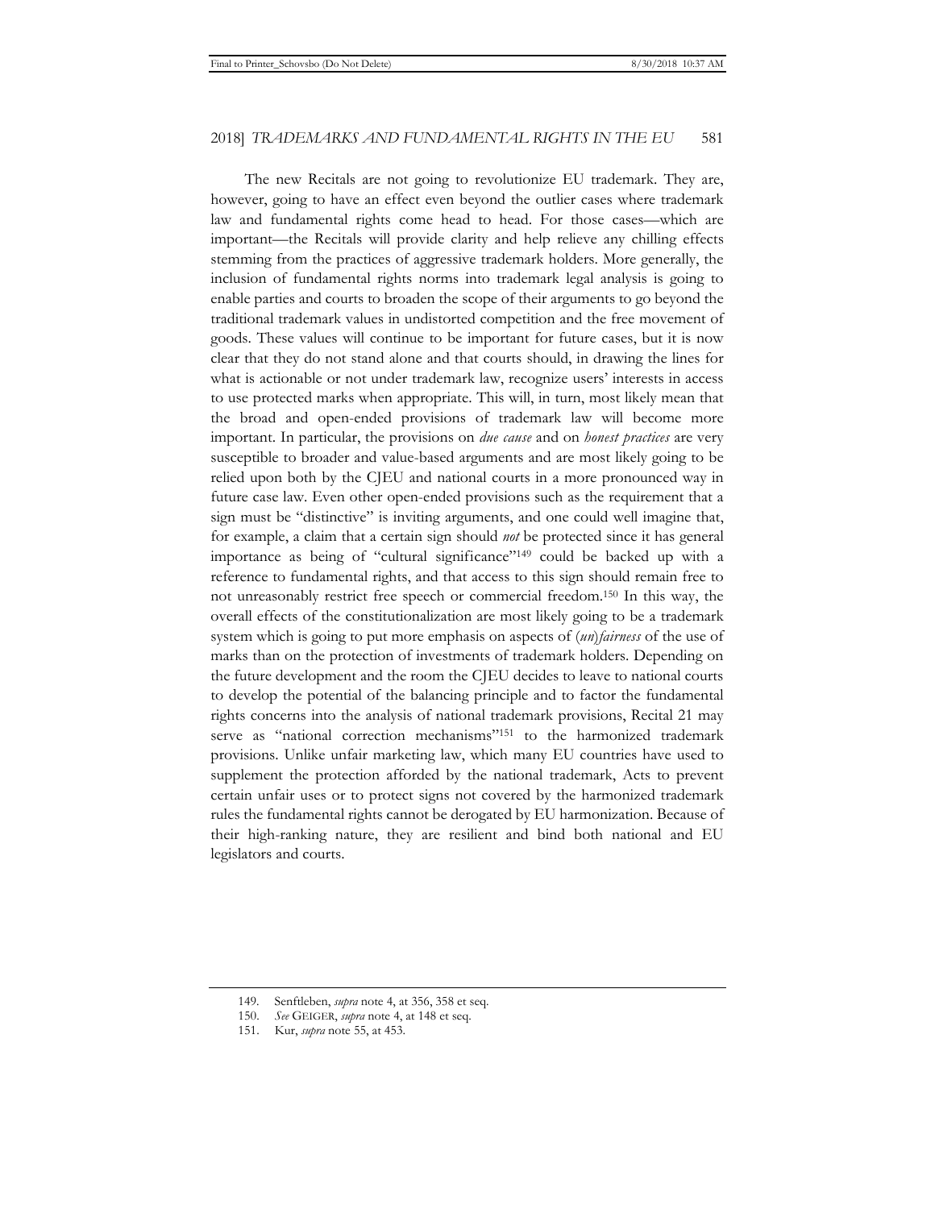The new Recitals are not going to revolutionize EU trademark. They are, however, going to have an effect even beyond the outlier cases where trademark law and fundamental rights come head to head. For those cases—which are important—the Recitals will provide clarity and help relieve any chilling effects stemming from the practices of aggressive trademark holders. More generally, the inclusion of fundamental rights norms into trademark legal analysis is going to enable parties and courts to broaden the scope of their arguments to go beyond the traditional trademark values in undistorted competition and the free movement of goods. These values will continue to be important for future cases, but it is now clear that they do not stand alone and that courts should, in drawing the lines for what is actionable or not under trademark law, recognize users' interests in access to use protected marks when appropriate. This will, in turn, most likely mean that the broad and open-ended provisions of trademark law will become more important. In particular, the provisions on *due cause* and on *honest practices* are very susceptible to broader and value-based arguments and are most likely going to be relied upon both by the CJEU and national courts in a more pronounced way in future case law. Even other open-ended provisions such as the requirement that a sign must be "distinctive" is inviting arguments, and one could well imagine that, for example, a claim that a certain sign should *not* be protected since it has general importance as being of "cultural significance"[149] could be backed up with a reference to fundamental rights, and that access to this sign should remain free to not unreasonably restrict free speech or commercial freedom.[150] In this way, the overall effects of the constitutionalization are most likely going to be a trademark system which is going to put more emphasis on aspects of (*un*)*fairness* of the use of marks than on the protection of investments of trademark holders. Depending on the future development and the room the CJEU decides to leave to national courts to develop the potential of the balancing principle and to factor the fundamental rights concerns into the analysis of national trademark provisions, Recital 21 may serve as "national correction mechanisms"[151] to the harmonized trademark provisions. Unlike unfair marketing law, which many EU countries have used to supplement the protection afforded by the national trademark, Acts to prevent certain unfair uses or to protect signs not covered by the harmonized trademark rules the fundamental rights cannot be derogated by EU harmonization. Because of their high-ranking nature, they are resilient and bind both national and EU legislators and courts.

149. Senftleben, *supra* note 4, at 356, 358 et seq.

150. *See* GEIGER, *supra* note 4, at 148 et seq.

151. Kur, *supra* note 55, at 453.